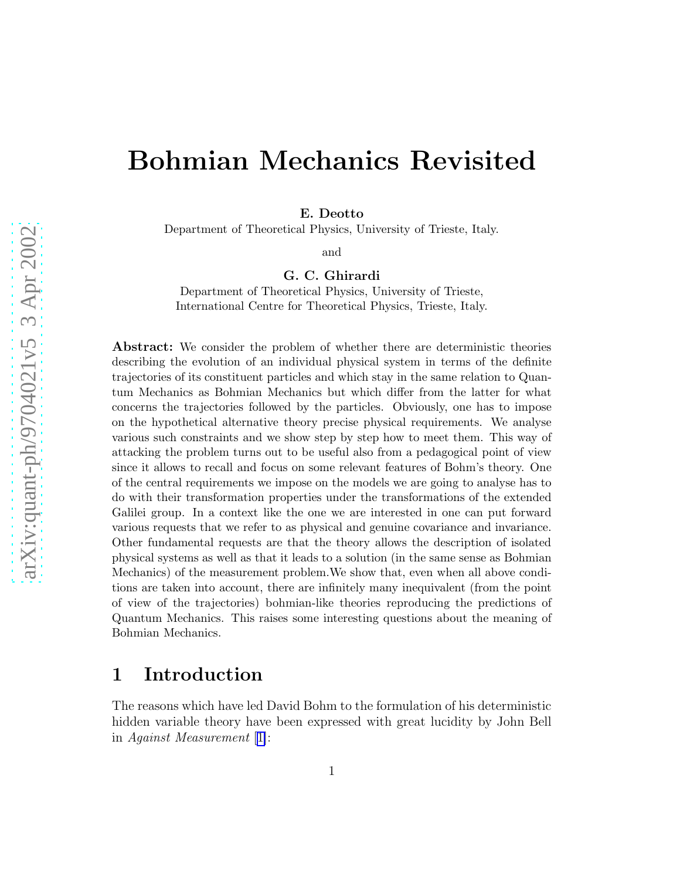# Bohmian Mechanics Revisited

**E. Deotto**
Department of Theoretical Physics, University of Trieste, Italy.

and

**G. C. Ghirardi**
Department of Theoretical Physics, University of Trieste,
International Centre for Theoretical Physics, Trieste, Italy.

**Abstract:** We consider the problem of whether there are deterministic theories describing the evolution of an individual physical system in terms of the definite trajectories of its constituent particles and which stay in the same relation to Quantum Mechanics as Bohmian Mechanics but which differ from the latter for what concerns the trajectories followed by the particles. Obviously, one has to impose on the hypothetical alternative theory precise physical requirements. We analyse various such constraints and we show step by step how to meet them. This way of attacking the problem turns out to be useful also from a pedagogical point of view since it allows to recall and focus on some relevant features of Bohm's theory. One of the central requirements we impose on the models we are going to analyse has to do with their transformation properties under the transformations of the extended Galilei group. In a context like the one we are interested in one can put forward various requests that we refer to as physical and genuine covariance and invariance. Other fundamental requests are that the theory allows the description of isolated physical systems as well as that it leads to a solution (in the same sense as Bohmian Mechanics) of the measurement problem.We show that, even when all above conditions are taken into account, there are infinitely many inequivalent (from the point of view of the trajectories) bohmian-like theories reproducing the predictions of Quantum Mechanics. This raises some interesting questions about the meaning of Bohmian Mechanics.

## 1 Introduction

The reasons which have led David Bohm to the formulation of his deterministic hidden variable theory have been expressed with great lucidity by John Bell in *Against Measurement* [1]: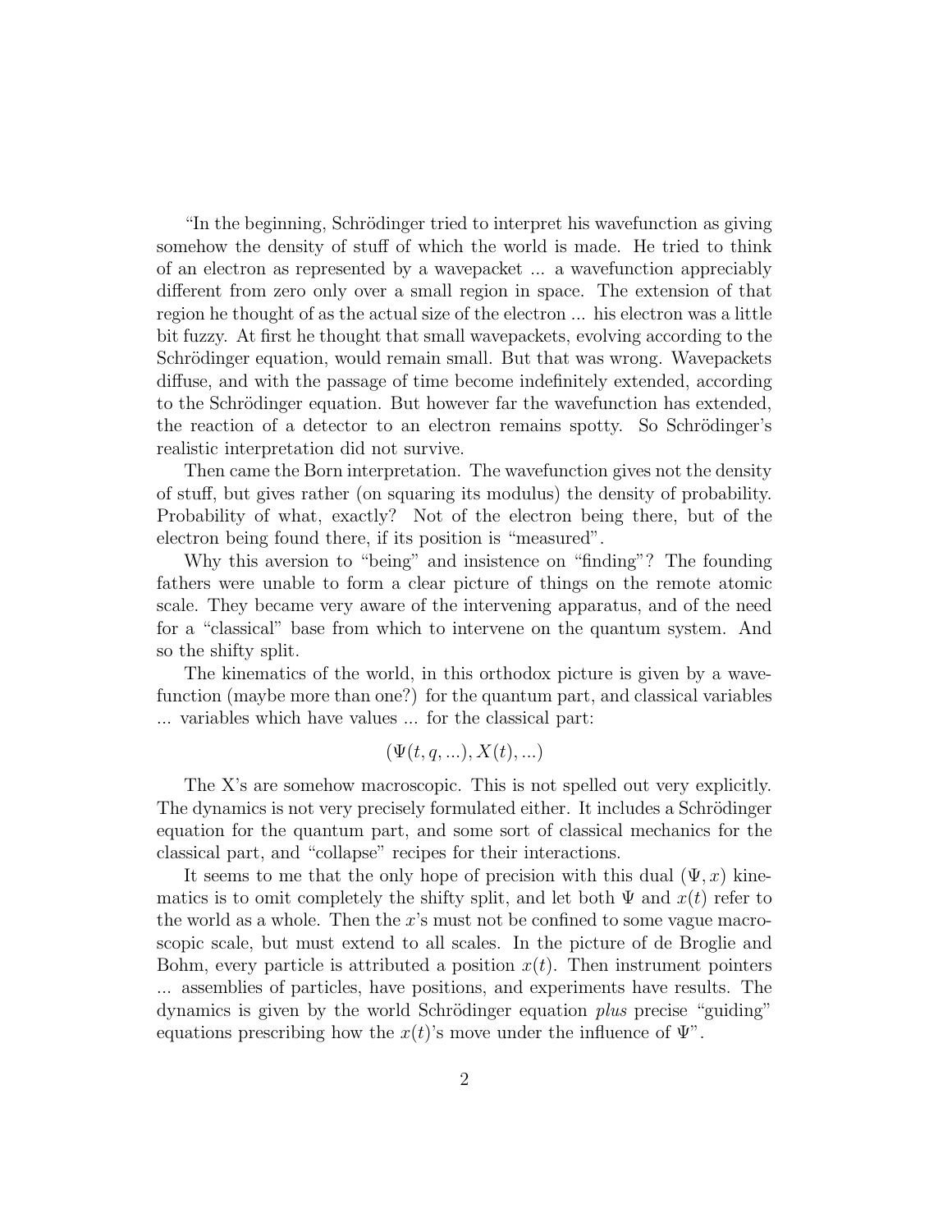"In the beginning, Schrödinger tried to interpret his wavefunction as giving somehow the density of stuff of which the world is made. He tried to think of an electron as represented by a wavepacket ... a wavefunction appreciably different from zero only over a small region in space. The extension of that region he thought of as the actual size of the electron ... his electron was a little bit fuzzy. At first he thought that small wavepackets, evolving according to the Schrödinger equation, would remain small. But that was wrong. Wavepackets diffuse, and with the passage of time become indefinitely extended, according to the Schrödinger equation. But however far the wavefunction has extended, the reaction of a detector to an electron remains spotty. So Schrödinger's realistic interpretation did not survive.

Then came the Born interpretation. The wavefunction gives not the density of stuff, but gives rather (on squaring its modulus) the density of probability. Probability of what, exactly? Not of the electron being there, but of the electron being found there, if its position is "measured".

Why this aversion to "being" and insistence on "finding"? The founding fathers were unable to form a clear picture of things on the remote atomic scale. They became very aware of the intervening apparatus, and of the need for a "classical" base from which to intervene on the quantum system. And so the shifty split.

The kinematics of the world, in this orthodox picture is given by a wavefunction (maybe more than one?) for the quantum part, and classical variables ... variables which have values ... for the classical part:

$$(\Psi(t, q, ...), X(t), ...)$$

The X's are somehow macroscopic. This is not spelled out very explicitly. The dynamics is not very precisely formulated either. It includes a Schrödinger equation for the quantum part, and some sort of classical mechanics for the classical part, and "collapse" recipes for their interactions.

It seems to me that the only hope of precision with this dual $(\Psi, x)$ kinematics is to omit completely the shifty split, and let both $\Psi$ and $x(t)$ refer to the world as a whole. Then the $x$'s must not be confined to some vague macroscopic scale, but must extend to all scales. In the picture of de Broglie and Bohm, every particle is attributed a position $x(t)$. Then instrument pointers ... assemblies of particles, have positions, and experiments have results. The dynamics is given by the world Schrödinger equation *plus* precise "guiding" equations prescribing how the $x(t)$'s move under the influence of $\Psi$".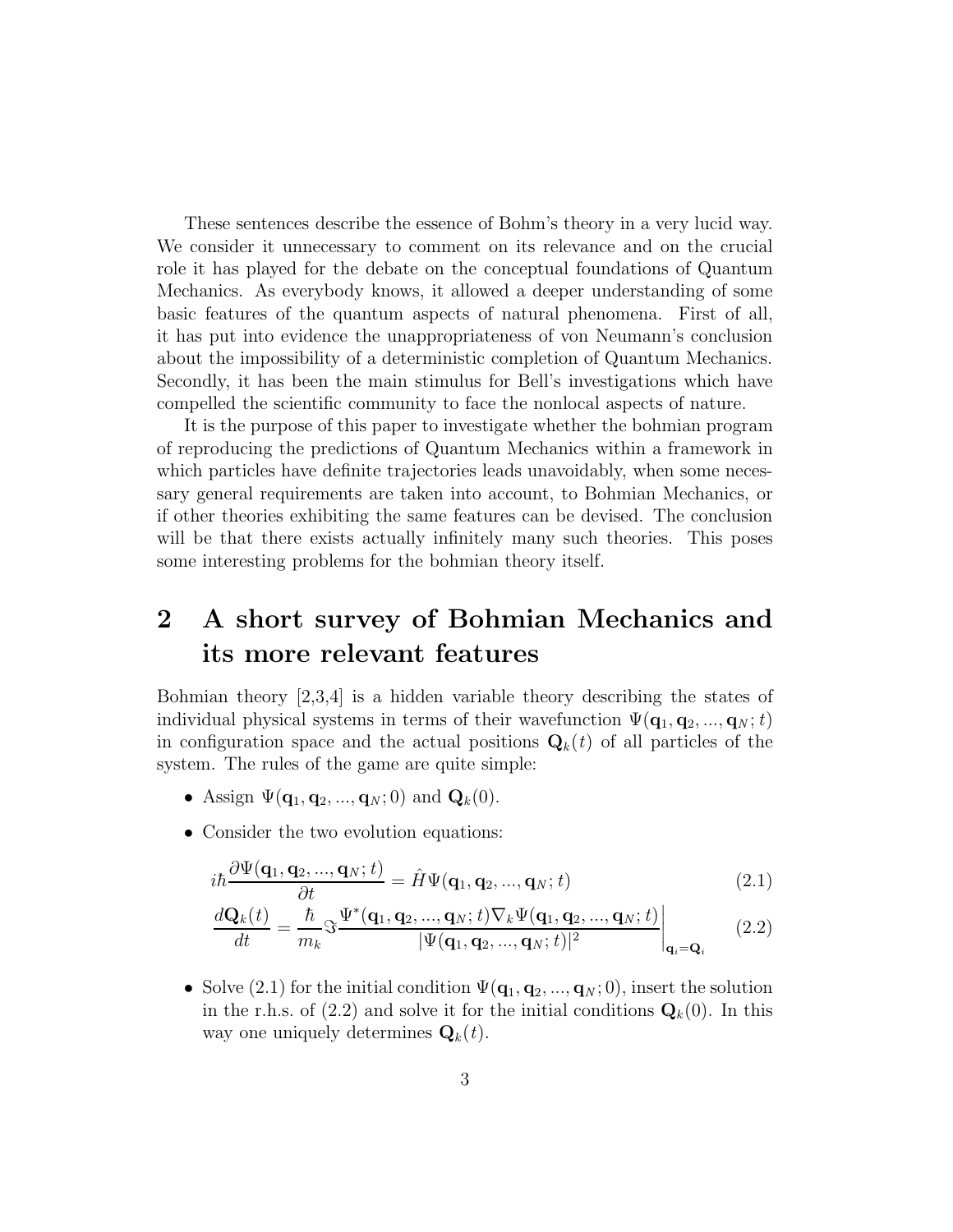These sentences describe the essence of Bohm's theory in a very lucid way. We consider it unnecessary to comment on its relevance and on the crucial role it has played for the debate on the conceptual foundations of Quantum Mechanics. As everybody knows, it allowed a deeper understanding of some basic features of the quantum aspects of natural phenomena. First of all, it has put into evidence the unappropriateness of von Neumann's conclusion about the impossibility of a deterministic completion of Quantum Mechanics. Secondly, it has been the main stimulus for Bell's investigations which have compelled the scientific community to face the nonlocal aspects of nature.

It is the purpose of this paper to investigate whether the bohmian program of reproducing the predictions of Quantum Mechanics within a framework in which particles have definite trajectories leads unavoidably, when some necessary general requirements are taken into account, to Bohmian Mechanics, or if other theories exhibiting the same features can be devised. The conclusion will be that there exists actually infinitely many such theories. This poses some interesting problems for the bohmian theory itself.

# 2 A short survey of Bohmian Mechanics and its more relevant features

Bohmian theory [2,3,4] is a hidden variable theory describing the states of individual physical systems in terms of their wavefunction $\Psi(\mathbf{q}_1, \mathbf{q}_2, ..., \mathbf{q}_N; t)$ in configuration space and the actual positions $\mathbf{Q}_k(t)$ of all particles of the system. The rules of the game are quite simple:

- Assign $\Psi(\mathbf{q}_1, \mathbf{q}_2, ..., \mathbf{q}_N; 0)$ and $\mathbf{Q}_k(0)$.
- Consider the two evolution equations:

$$i\hbar \frac{\partial \Psi(\mathbf{q}_1, \mathbf{q}_2, ..., \mathbf{q}_N; t)}{\partial t} = \hat{H}\Psi(\mathbf{q}_1, \mathbf{q}_2, ..., \mathbf{q}_N; t) \tag{2.1}$$

$$\frac{d\mathbf{Q}_k(t)}{dt} = \frac{\hbar}{m_k} \Im \frac{\Psi^*(\mathbf{q}_1, \mathbf{q}_2, ..., \mathbf{q}_N; t)\nabla_k \Psi(\mathbf{q}_1, \mathbf{q}_2, ..., \mathbf{q}_N; t)}{|\Psi(\mathbf{q}_1, \mathbf{q}_2, ..., \mathbf{q}_N; t)|^2}\Bigg|_{\mathbf{q}_i = \mathbf{Q}_i} \tag{2.2}$$

- Solve (2.1) for the initial condition $\Psi(\mathbf{q}_1, \mathbf{q}_2, ..., \mathbf{q}_N; 0)$, insert the solution in the r.h.s. of (2.2) and solve it for the initial conditions $\mathbf{Q}_k(0)$. In this way one uniquely determines $\mathbf{Q}_k(t)$.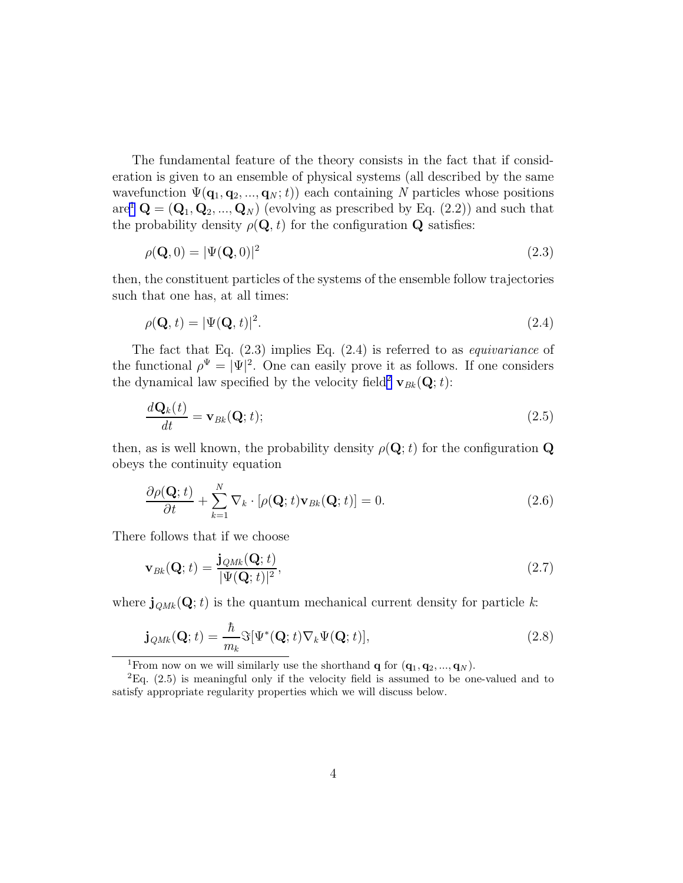The fundamental feature of the theory consists in the fact that if consideration is given to an ensemble of physical systems (all described by the same wavefunction $\Psi(\mathbf{q}_1, \mathbf{q}_2, ..., \mathbf{q}_N; t)$) each containing $N$ particles whose positions are[1] $\mathbf{Q} = (\mathbf{Q}_1, \mathbf{Q}_2, ..., \mathbf{Q}_N)$ (evolving as prescribed by Eq. (2.2)) and such that the probability density $\rho(\mathbf{Q}, t)$ for the configuration $\mathbf{Q}$ satisfies:

$$\rho(\mathbf{Q}, 0) = |\Psi(\mathbf{Q}, 0)|^2 \tag{2.3}$$

then, the constituent particles of the systems of the ensemble follow trajectories such that one has, at all times:

$$\rho(\mathbf{Q}, t) = |\Psi(\mathbf{Q}, t)|^2. \tag{2.4}$$

The fact that Eq. (2.3) implies Eq. (2.4) is referred to as *equivariance* of the functional $\rho^\Psi = |\Psi|^2$. One can easily prove it as follows. If one considers the dynamical law specified by the velocity field[2] $\mathbf{v}_{Bk}(\mathbf{Q}; t)$:

$$\frac{d\mathbf{Q}_k(t)}{dt} = \mathbf{v}_{Bk}(\mathbf{Q}; t); \tag{2.5}$$

then, as is well known, the probability density $\rho(\mathbf{Q}; t)$ for the configuration $\mathbf{Q}$ obeys the continuity equation

$$\frac{\partial \rho(\mathbf{Q}; t)}{\partial t} + \sum_{k=1}^{N} \nabla_k \cdot [\rho(\mathbf{Q}; t)\mathbf{v}_{Bk}(\mathbf{Q}; t)] = 0. \tag{2.6}$$

There follows that if we choose

$$\mathbf{v}_{Bk}(\mathbf{Q}; t) = \frac{\mathbf{j}_{QMk}(\mathbf{Q}; t)}{|\Psi(\mathbf{Q}; t)|^2}, \tag{2.7}$$

where $\mathbf{j}_{QMk}(\mathbf{Q}; t)$ is the quantum mechanical current density for particle $k$:

$$\mathbf{j}_{QMk}(\mathbf{Q}; t) = \frac{\hbar}{m_k} \Im[\Psi^*(\mathbf{Q}; t)\nabla_k \Psi(\mathbf{Q}; t)], \tag{2.8}$$

[1] From now on we will similarly use the shorthand $\mathbf{q}$ for $(\mathbf{q}_1, \mathbf{q}_2, ..., \mathbf{q}_N)$.

[2] Eq. (2.5) is meaningful only if the velocity field is assumed to be one-valued and to satisfy appropriate regularity properties which we will discuss below.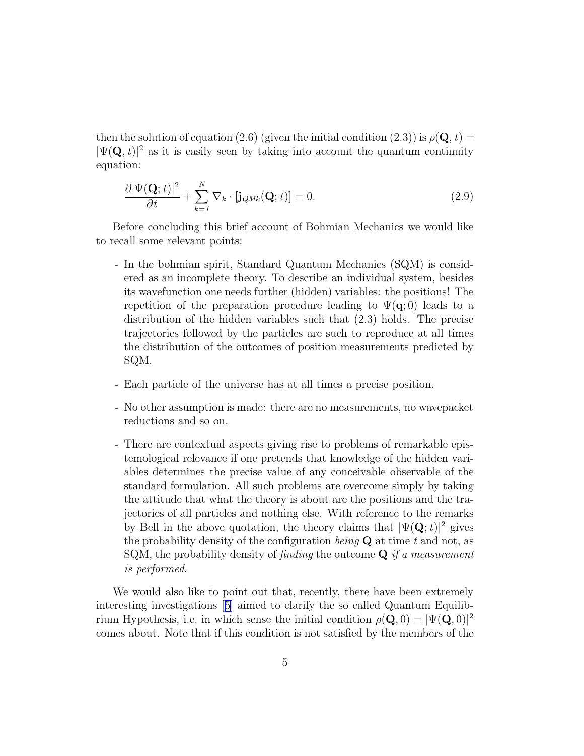then the solution of equation (2.6) (given the initial condition (2.3)) is $\rho(\mathbf{Q}, t) = |\Psi(\mathbf{Q}, t)|^2$ as it is easily seen by taking into account the quantum continuity equation:

$$\frac{\partial|\Psi(\mathbf{Q}; t)|^2}{\partial t} + \sum_{k=1}^{N} \nabla_k \cdot [\mathbf{j}_{QMk}(\mathbf{Q}; t)] = 0. \tag{2.9}$$

Before concluding this brief account of Bohmian Mechanics we would like to recall some relevant points:

- In the bohmian spirit, Standard Quantum Mechanics (SQM) is considered as an incomplete theory. To describe an individual system, besides its wavefunction one needs further (hidden) variables: the positions! The repetition of the preparation procedure leading to $\Psi(\mathbf{q}; 0)$ leads to a distribution of the hidden variables such that (2.3) holds. The precise trajectories followed by the particles are such to reproduce at all times the distribution of the outcomes of position measurements predicted by SQM.

- Each particle of the universe has at all times a precise position.

- No other assumption is made: there are no measurements, no wavepacket reductions and so on.

- There are contextual aspects giving rise to problems of remarkable epistemological relevance if one pretends that knowledge of the hidden variables determines the precise value of any conceivable observable of the standard formulation. All such problems are overcome simply by taking the attitude that what the theory is about are the positions and the trajectories of all particles and nothing else. With reference to the remarks by Bell in the above quotation, the theory claims that $|\Psi(\mathbf{Q}; t)|^2$ gives the probability density of the configuration *being* $\mathbf{Q}$ at time $t$ and not, as SQM, the probability density of *finding* the outcome $\mathbf{Q}$ *if a measurement is performed*.

We would also like to point out that, recently, there have been extremely interesting investigations [5] aimed to clarify the so called Quantum Equilibrium Hypothesis, i.e. in which sense the initial condition $\rho(\mathbf{Q}, 0) = |\Psi(\mathbf{Q}, 0)|^2$ comes about. Note that if this condition is not satisfied by the members of the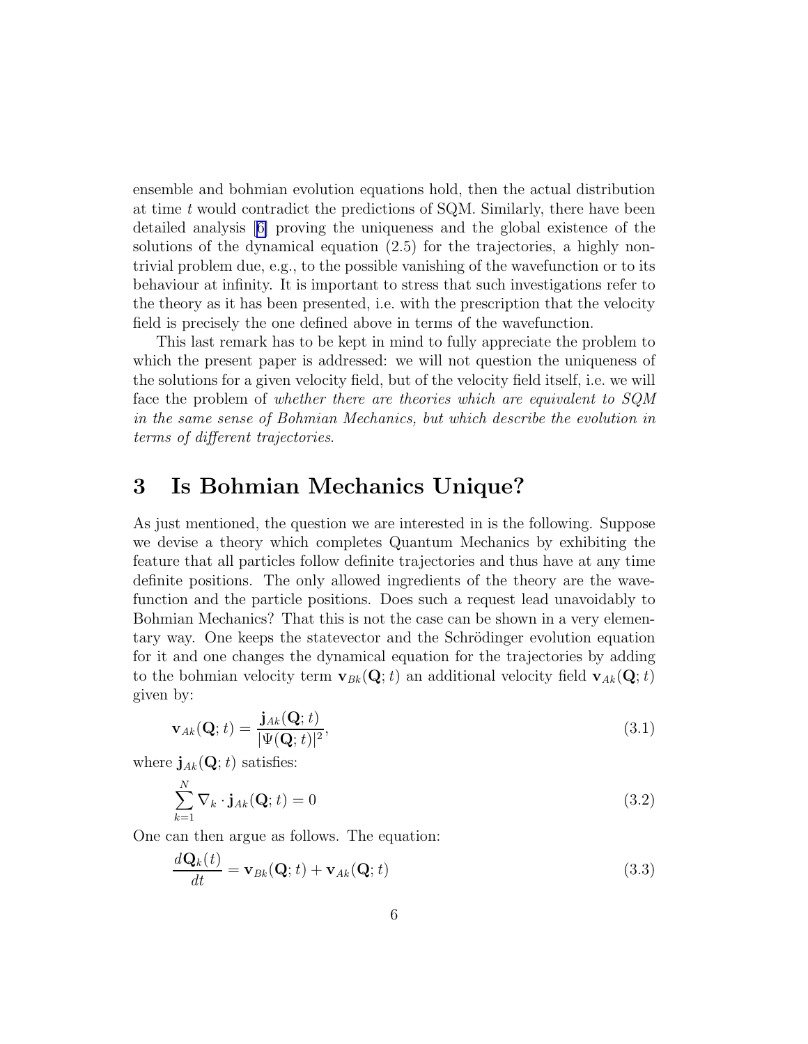ensemble and bohmian evolution equations hold, then the actual distribution at time $t$ would contradict the predictions of SQM. Similarly, there have been detailed analysis [6] proving the uniqueness and the global existence of the solutions of the dynamical equation (2.5) for the trajectories, a highly nontrivial problem due, e.g., to the possible vanishing of the wavefunction or to its behaviour at infinity. It is important to stress that such investigations refer to the theory as it has been presented, i.e. with the prescription that the velocity field is precisely the one defined above in terms of the wavefunction.

This last remark has to be kept in mind to fully appreciate the problem to which the present paper is addressed: we will not question the uniqueness of the solutions for a given velocity field, but of the velocity field itself, i.e. we will face the problem of *whether there are theories which are equivalent to SQM in the same sense of Bohmian Mechanics, but which describe the evolution in terms of different trajectories*.

# 3 Is Bohmian Mechanics Unique?

As just mentioned, the question we are interested in is the following. Suppose we devise a theory which completes Quantum Mechanics by exhibiting the feature that all particles follow definite trajectories and thus have at any time definite positions. The only allowed ingredients of the theory are the wavefunction and the particle positions. Does such a request lead unavoidably to Bohmian Mechanics? That this is not the case can be shown in a very elementary way. One keeps the statevector and the Schrödinger evolution equation for it and one changes the dynamical equation for the trajectories by adding to the bohmian velocity term $\mathbf{v}_{Bk}(\mathbf{Q};t)$ an additional velocity field $\mathbf{v}_{Ak}(\mathbf{Q};t)$ given by:

$$\mathbf{v}_{Ak}(\mathbf{Q};t) = \frac{\mathbf{j}_{Ak}(\mathbf{Q};t)}{|\Psi(\mathbf{Q};t)|^2}, \tag{3.1}$$

where $\mathbf{j}_{Ak}(\mathbf{Q};t)$ satisfies:

$$\sum_{k=1}^{N} \nabla_k \cdot \mathbf{j}_{Ak}(\mathbf{Q};t) = 0 \tag{3.2}$$

One can then argue as follows. The equation:

$$\frac{d\mathbf{Q}_k(t)}{dt} = \mathbf{v}_{Bk}(\mathbf{Q};t) + \mathbf{v}_{Ak}(\mathbf{Q};t) \tag{3.3}$$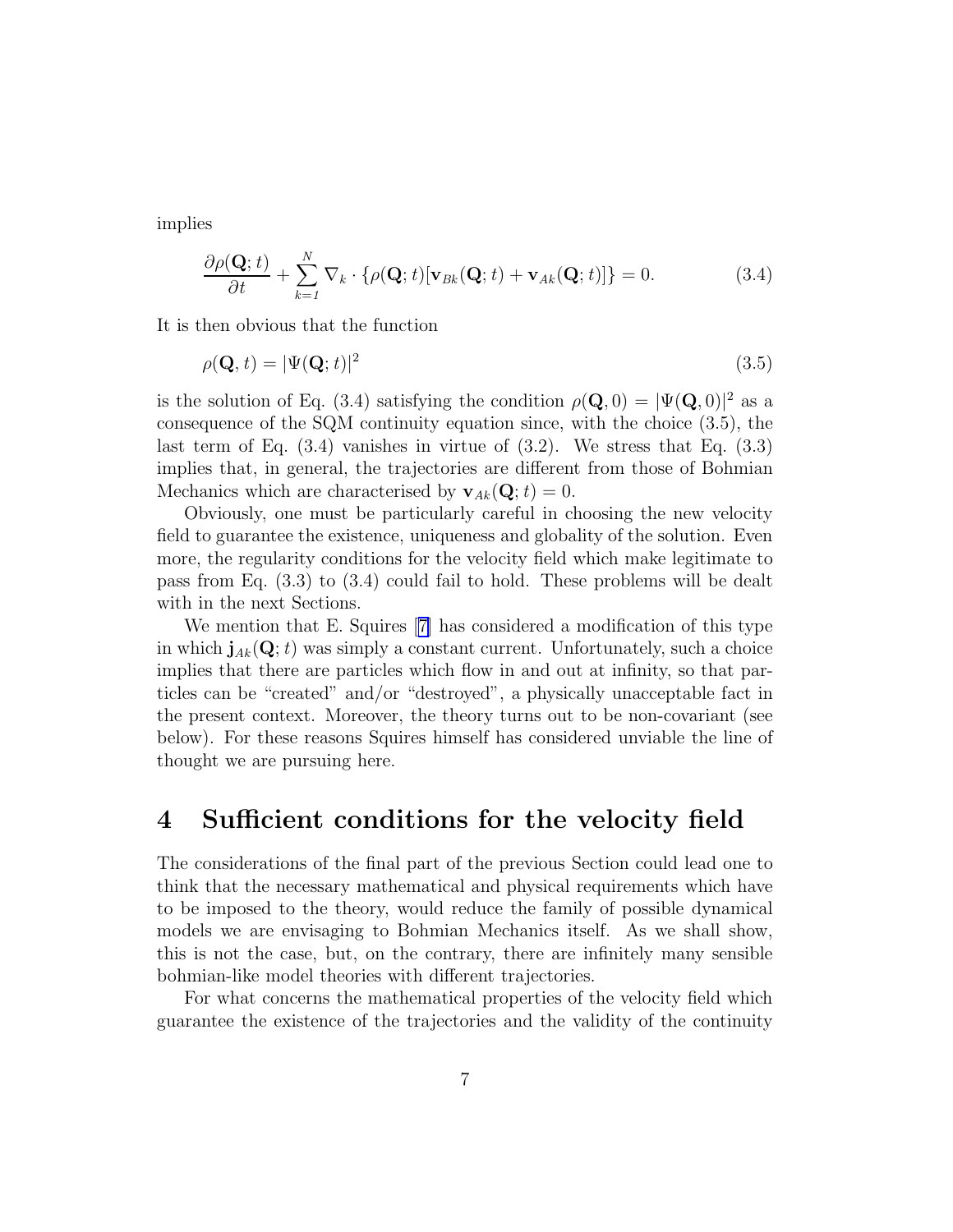implies

$$\frac{\partial \rho(\mathbf{Q};t)}{\partial t} + \sum_{k=1}^{N} \nabla_k \cdot \{\rho(\mathbf{Q};t)[\mathbf{v}_{Bk}(\mathbf{Q};t) + \mathbf{v}_{Ak}(\mathbf{Q};t)]\} = 0. \tag{3.4}$$

It is then obvious that the function

$$\rho(\mathbf{Q},t) = |\Psi(\mathbf{Q};t)|^2 \tag{3.5}$$

is the solution of Eq. (3.4) satisfying the condition $\rho(\mathbf{Q},0) = |\Psi(\mathbf{Q},0)|^2$ as a consequence of the SQM continuity equation since, with the choice (3.5), the last term of Eq. (3.4) vanishes in virtue of (3.2). We stress that Eq. (3.3) implies that, in general, the trajectories are different from those of Bohmian Mechanics which are characterised by $\mathbf{v}_{Ak}(\mathbf{Q};t) = 0$.

Obviously, one must be particularly careful in choosing the new velocity field to guarantee the existence, uniqueness and globality of the solution. Even more, the regularity conditions for the velocity field which make legitimate to pass from Eq. (3.3) to (3.4) could fail to hold. These problems will be dealt with in the next Sections.

We mention that E. Squires [7] has considered a modification of this type in which $\mathbf{j}_{Ak}(\mathbf{Q};t)$ was simply a constant current. Unfortunately, such a choice implies that there are particles which flow in and out at infinity, so that particles can be "created" and/or "destroyed", a physically unacceptable fact in the present context. Moreover, the theory turns out to be non-covariant (see below). For these reasons Squires himself has considered unviable the line of thought we are pursuing here.

# 4 Sufficient conditions for the velocity field

The considerations of the final part of the previous Section could lead one to think that the necessary mathematical and physical requirements which have to be imposed to the theory, would reduce the family of possible dynamical models we are envisaging to Bohmian Mechanics itself. As we shall show, this is not the case, but, on the contrary, there are infinitely many sensible bohmian-like model theories with different trajectories.

For what concerns the mathematical properties of the velocity field which guarantee the existence of the trajectories and the validity of the continuity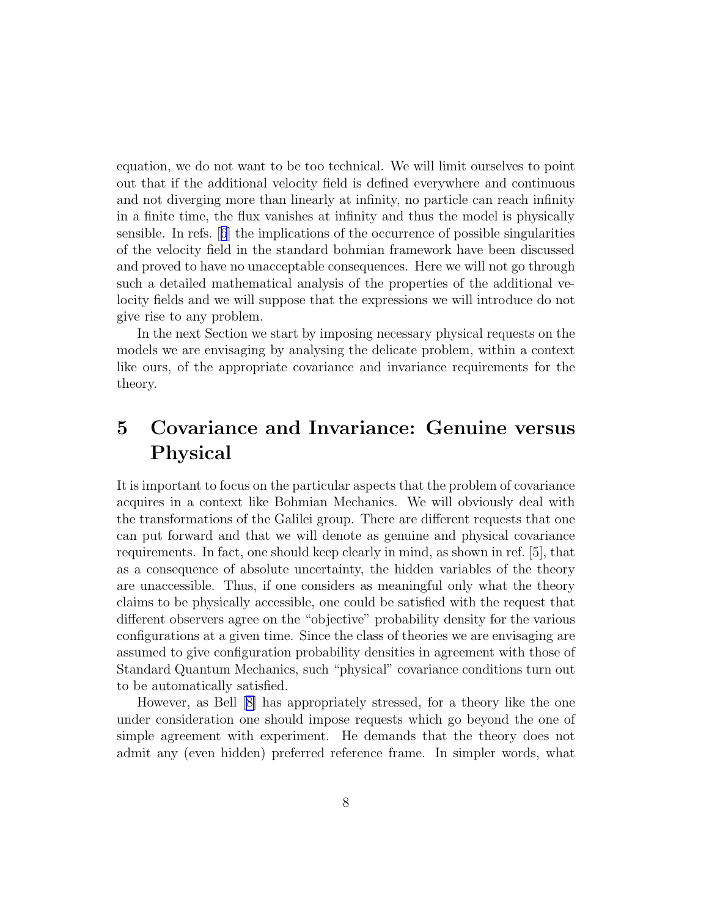equation, we do not want to be too technical. We will limit ourselves to point out that if the additional velocity field is defined everywhere and continuous and not diverging more than linearly at infinity, no particle can reach infinity in a finite time, the flux vanishes at infinity and thus the model is physically sensible. In refs. [6] the implications of the occurrence of possible singularities of the velocity field in the standard bohmian framework have been discussed and proved to have no unacceptable consequences. Here we will not go through such a detailed mathematical analysis of the properties of the additional velocity fields and we will suppose that the expressions we will introduce do not give rise to any problem.

In the next Section we start by imposing necessary physical requests on the models we are envisaging by analysing the delicate problem, within a context like ours, of the appropriate covariance and invariance requirements for the theory.

# 5 Covariance and Invariance: Genuine versus Physical

It is important to focus on the particular aspects that the problem of covariance acquires in a context like Bohmian Mechanics. We will obviously deal with the transformations of the Galilei group. There are different requests that one can put forward and that we will denote as genuine and physical covariance requirements. In fact, one should keep clearly in mind, as shown in ref. [5], that as a consequence of absolute uncertainty, the hidden variables of the theory are unaccessible. Thus, if one considers as meaningful only what the theory claims to be physically accessible, one could be satisfied with the request that different observers agree on the "objective" probability density for the various configurations at a given time. Since the class of theories we are envisaging are assumed to give configuration probability densities in agreement with those of Standard Quantum Mechanics, such "physical" covariance conditions turn out to be automatically satisfied.

However, as Bell [8] has appropriately stressed, for a theory like the one under consideration one should impose requests which go beyond the one of simple agreement with experiment. He demands that the theory does not admit any (even hidden) preferred reference frame. In simpler words, what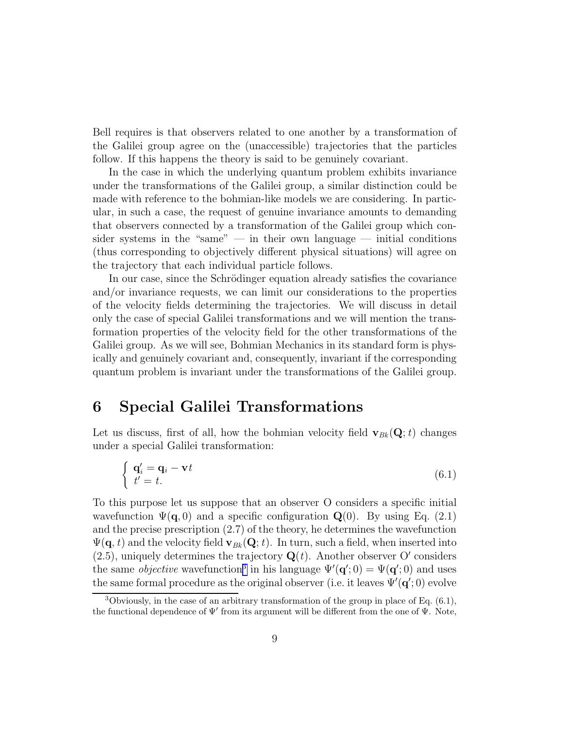Bell requires is that observers related to one another by a transformation of the Galilei group agree on the (unaccessible) trajectories that the particles follow. If this happens the theory is said to be genuinely covariant.

In the case in which the underlying quantum problem exhibits invariance under the transformations of the Galilei group, a similar distinction could be made with reference to the bohmian-like models we are considering. In particular, in such a case, the request of genuine invariance amounts to demanding that observers connected by a transformation of the Galilei group which consider systems in the "same" — in their own language — initial conditions (thus corresponding to objectively different physical situations) will agree on the trajectory that each individual particle follows.

In our case, since the Schrödinger equation already satisfies the covariance and/or invariance requests, we can limit our considerations to the properties of the velocity fields determining the trajectories. We will discuss in detail only the case of special Galilei transformations and we will mention the transformation properties of the velocity field for the other transformations of the Galilei group. As we will see, Bohmian Mechanics in its standard form is physically and genuinely covariant and, consequently, invariant if the corresponding quantum problem is invariant under the transformations of the Galilei group.

# 6 Special Galilei Transformations

Let us discuss, first of all, how the bohmian velocity field $\mathbf{v}_{Bk}(\mathbf{Q};t)$ changes under a special Galilei transformation:

$$\left\{ \begin{array}{l} \mathbf{q}'_i = \mathbf{q}_i - \mathbf{v}t \\ t' = t. \end{array} \right. \tag{6.1}$$

To this purpose let us suppose that an observer O considers a specific initial wavefunction $\Psi(\mathbf{q},0)$ and a specific configuration $\mathbf{Q}(0)$. By using Eq. (2.1) and the precise prescription (2.7) of the theory, he determines the wavefunction $\Psi(\mathbf{q},t)$ and the velocity field $\mathbf{v}_{Bk}(\mathbf{Q};t)$. In turn, such a field, when inserted into (2.5), uniquely determines the trajectory $\mathbf{Q}(t)$. Another observer O′ considers the same *objective* wavefunction[3] in his language $\Psi'(\mathbf{q}';0) = \Psi(\mathbf{q}';0)$ and uses the same formal procedure as the original observer (i.e. it leaves $\Psi'(\mathbf{q}';0)$ evolve

[3]Obviously, in the case of an arbitrary transformation of the group in place of Eq. (6.1), the functional dependence of $\Psi'$ from its argument will be different from the one of $\Psi$. Note,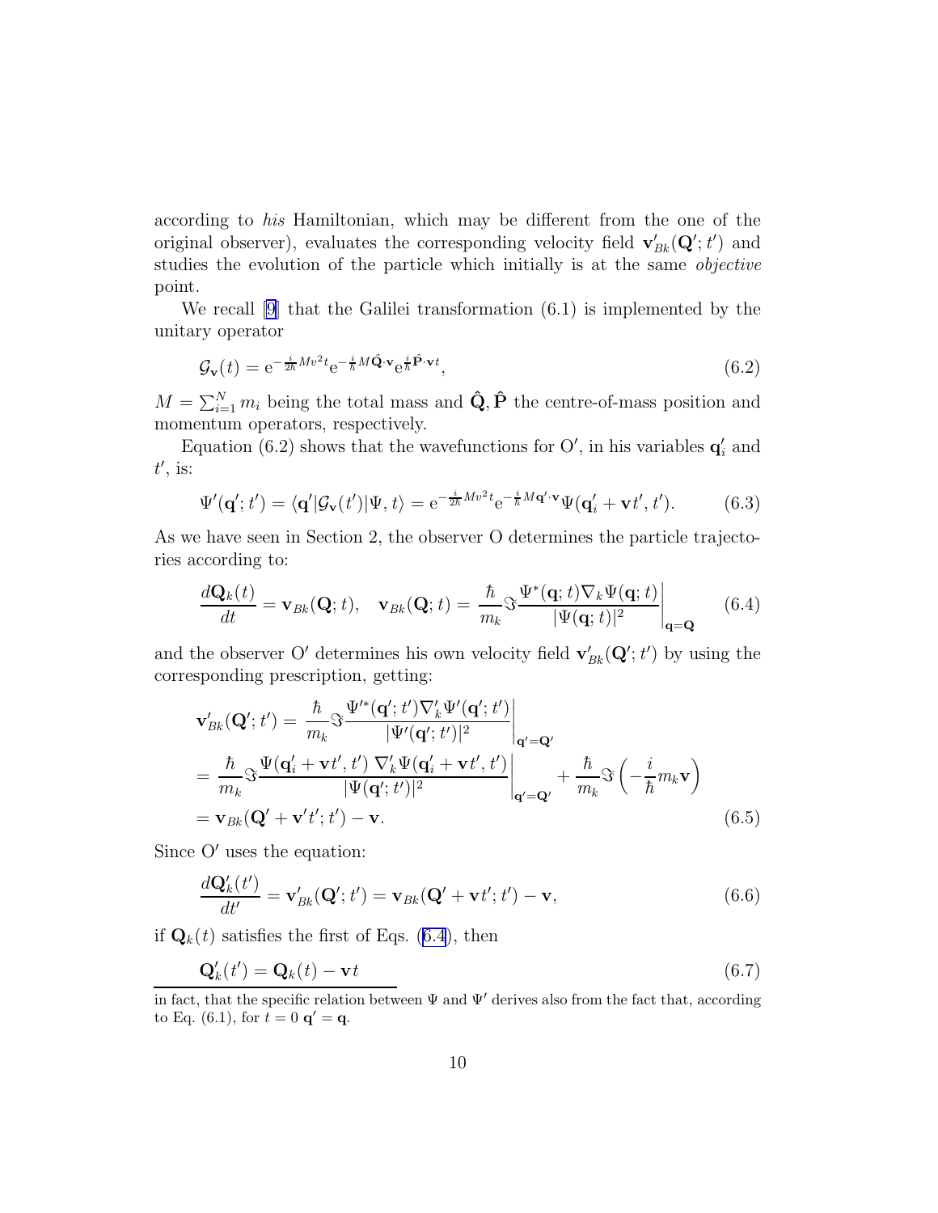according to *his* Hamiltonian, which may be different from the one of the original observer), evaluates the corresponding velocity field $\mathbf{v}'_{Bk}(\mathbf{Q}';t')$ and studies the evolution of the particle which initially is at the same *objective* point.

We recall [9] that the Galilei transformation (6.1) is implemented by the unitary operator

$$\mathcal{G}_{\mathbf{v}}(t) = \mathrm{e}^{-\frac{i}{2\hbar}Mv^2 t}\mathrm{e}^{-\frac{i}{\hbar}M\hat{\mathbf{Q}}\cdot\mathbf{v}}\mathrm{e}^{\frac{i}{\hbar}\hat{\mathbf{P}}\cdot\mathbf{v}t}, \tag{6.2}$$

$M = \sum_{i=1}^{N} m_i$ being the total mass and $\hat{\mathbf{Q}}, \hat{\mathbf{P}}$ the centre-of-mass position and momentum operators, respectively.

Equation (6.2) shows that the wavefunctions for O$'$, in his variables $\mathbf{q}'_i$ and $t'$, is:

$$\Psi'(\mathbf{q}';t') = \langle \mathbf{q}'|\mathcal{G}_{\mathbf{v}}(t')|\Psi, t\rangle = \mathrm{e}^{-\frac{i}{2\hbar}Mv^2 t}\mathrm{e}^{-\frac{i}{\hbar}M\mathbf{q}'\cdot\mathbf{v}}\Psi(\mathbf{q}'_i + \mathbf{v}t', t'). \tag{6.3}$$

As we have seen in Section 2, the observer O determines the particle trajectories according to:

$$\frac{d\mathbf{Q}_k(t)}{dt} = \mathbf{v}_{Bk}(\mathbf{Q};t), \quad \mathbf{v}_{Bk}(\mathbf{Q};t) = \frac{\hbar}{m_k}\Im\frac{\Psi^*(\mathbf{q};t)\nabla_k\Psi(\mathbf{q};t)}{|\Psi(\mathbf{q};t)|^2}\bigg|_{\mathbf{q}=\mathbf{Q}} \tag{6.4}$$

and the observer O$'$ determines his own velocity field $\mathbf{v}'_{Bk}(\mathbf{Q}';t')$ by using the corresponding prescription, getting:

$$\begin{aligned}
\mathbf{v}'_{Bk}(\mathbf{Q}';t') &= \frac{\hbar}{m_k}\Im\frac{\Psi'^*(\mathbf{q}';t')\nabla'_k\Psi'(\mathbf{q}';t')}{|\Psi'(\mathbf{q}';t')|^2}\bigg|_{\mathbf{q}'=\mathbf{Q}'} \\
&= \frac{\hbar}{m_k}\Im\frac{\Psi(\mathbf{q}'_i+\mathbf{v}t',t')\;\nabla'_k\Psi(\mathbf{q}'_i+\mathbf{v}t',t')}{|\Psi(\mathbf{q}';t')|^2}\bigg|_{\mathbf{q}'=\mathbf{Q}'} + \frac{\hbar}{m_k}\Im\left(-\frac{i}{\hbar}m_k\mathbf{v}\right) \\
&= \mathbf{v}_{Bk}(\mathbf{Q}'+\mathbf{v}'t';t') - \mathbf{v}.
\end{aligned} \tag{6.5}$$

Since O$'$ uses the equation:

$$\frac{d\mathbf{Q}'_k(t')}{dt'} = \mathbf{v}'_{Bk}(\mathbf{Q}';t') = \mathbf{v}_{Bk}(\mathbf{Q}'+\mathbf{v}t';t') - \mathbf{v}, \tag{6.6}$$

if $\mathbf{Q}_k(t)$ satisfies the first of Eqs. (6.4), then

$$\mathbf{Q}'_k(t') = \mathbf{Q}_k(t) - \mathbf{v}t \tag{6.7}$$

---

in fact, that the specific relation between $\Psi$ and $\Psi'$ derives also from the fact that, according to Eq. (6.1), for $t = 0$ $\mathbf{q}' = \mathbf{q}$.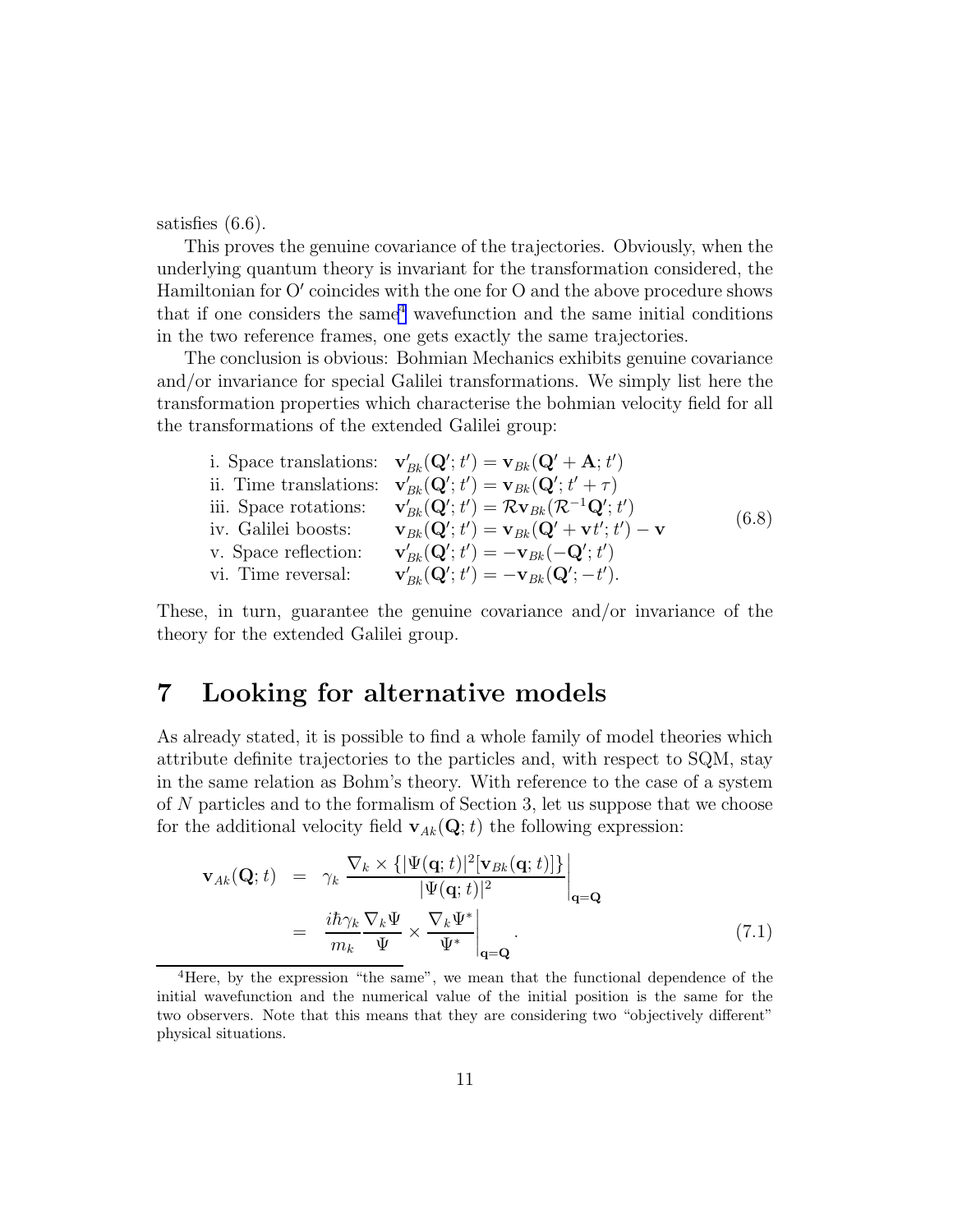satisfies (6.6).

This proves the genuine covariance of the trajectories. Obviously, when the underlying quantum theory is invariant for the transformation considered, the Hamiltonian for O′ coincides with the one for O and the above procedure shows that if one considers the same[4] wavefunction and the same initial conditions in the two reference frames, one gets exactly the same trajectories.

The conclusion is obvious: Bohmian Mechanics exhibits genuine covariance and/or invariance for special Galilei transformations. We simply list here the transformation properties which characterise the bohmian velocity field for all the transformations of the extended Galilei group:

$$
\begin{array}{ll}
\text{i. Space translations:} & \mathbf{v}'_{Bk}(\mathbf{Q}';t') = \mathbf{v}_{Bk}(\mathbf{Q}'+\mathbf{A};t') \\
\text{ii. Time translations:} & \mathbf{v}'_{Bk}(\mathbf{Q}';t') = \mathbf{v}_{Bk}(\mathbf{Q}';t'+\tau) \\
\text{iii. Space rotations:} & \mathbf{v}'_{Bk}(\mathbf{Q}';t') = \mathcal{R}\mathbf{v}_{Bk}(\mathcal{R}^{-1}\mathbf{Q}';t') \\
\text{iv. Galilei boosts:} & \mathbf{v}_{Bk}(\mathbf{Q}';t') = \mathbf{v}_{Bk}(\mathbf{Q}'+\mathbf{v}t';t') - \mathbf{v} \\
\text{v. Space reflection:} & \mathbf{v}'_{Bk}(\mathbf{Q}';t') = -\mathbf{v}_{Bk}(-\mathbf{Q}';t') \\
\text{vi. Time reversal:} & \mathbf{v}'_{Bk}(\mathbf{Q}';t') = -\mathbf{v}_{Bk}(\mathbf{Q}';-t').
\end{array}
\tag{6.8}
$$

These, in turn, guarantee the genuine covariance and/or invariance of the theory for the extended Galilei group.

# 7 Looking for alternative models

As already stated, it is possible to find a whole family of model theories which attribute definite trajectories to the particles and, with respect to SQM, stay in the same relation as Bohm's theory. With reference to the case of a system of $N$ particles and to the formalism of Section 3, let us suppose that we choose for the additional velocity field $\mathbf{v}_{Ak}(\mathbf{Q};t)$ the following expression:

$$
\begin{aligned}
\mathbf{v}_{Ak}(\mathbf{Q};t) &= \gamma_k \left. \frac{\nabla_k \times \{|\Psi(\mathbf{q};t)|^2[\mathbf{v}_{Bk}(\mathbf{q};t)]\}}{|\Psi(\mathbf{q};t)|^2} \right|_{\mathbf{q}=\mathbf{Q}} \\
&= \left. \frac{i\hbar\gamma_k}{m_k} \frac{\nabla_k \Psi}{\Psi} \times \frac{\nabla_k \Psi^*}{\Psi^*} \right|_{\mathbf{q}=\mathbf{Q}}.
\end{aligned}
\tag{7.1}
$$

[4] Here, by the expression "the same", we mean that the functional dependence of the initial wavefunction and the numerical value of the initial position is the same for the two observers. Note that this means that they are considering two "objectively different" physical situations.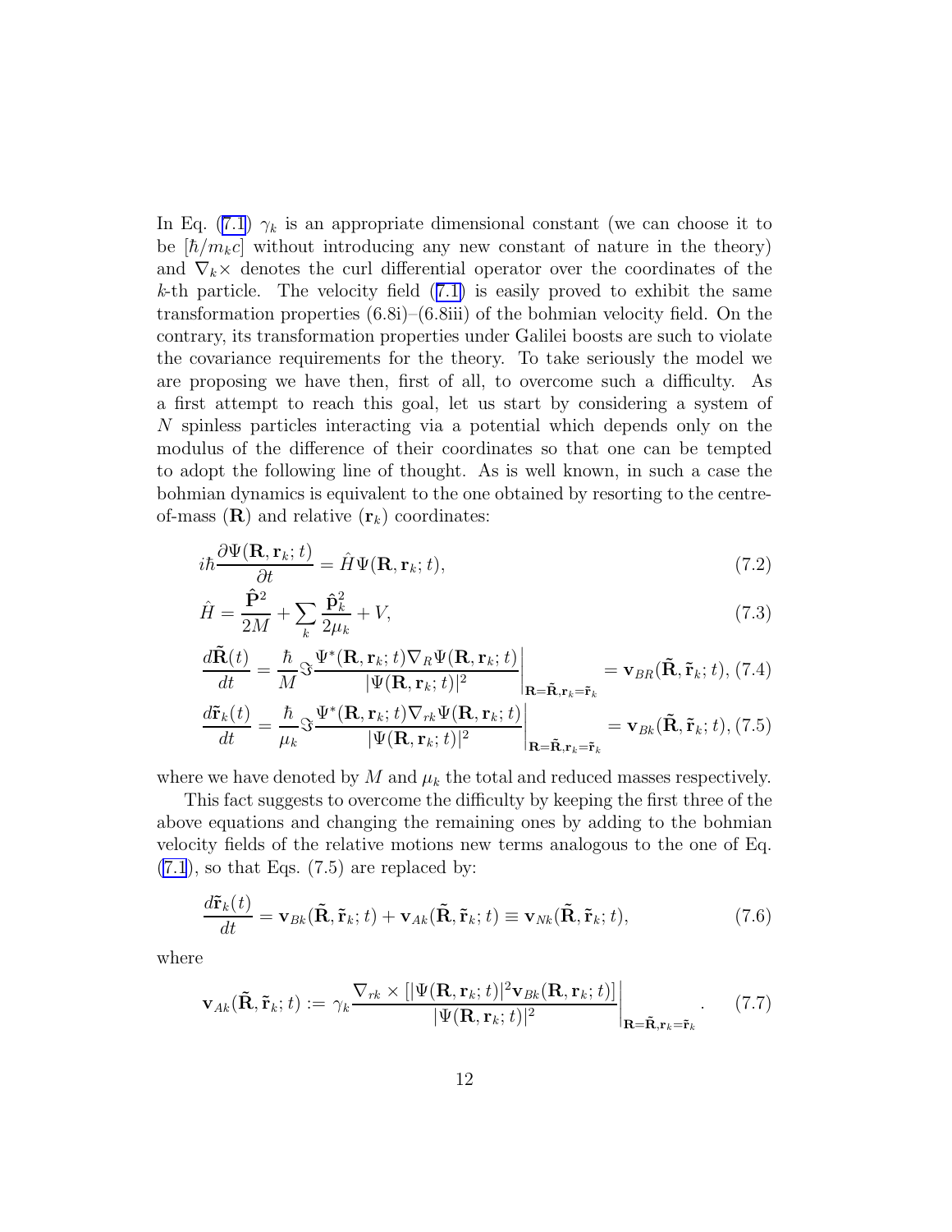In Eq. (7.1) $\gamma_k$ is an appropriate dimensional constant (we can choose it to be $[\hbar/m_k c]$ without introducing any new constant of nature in the theory) and $\nabla_k \times$ denotes the curl differential operator over the coordinates of the $k$-th particle. The velocity field (7.1) is easily proved to exhibit the same transformation properties (6.8i)–(6.8iii) of the bohmian velocity field. On the contrary, its transformation properties under Galilei boosts are such to violate the covariance requirements for the theory. To take seriously the model we are proposing we have then, first of all, to overcome such a difficulty. As a first attempt to reach this goal, let us start by considering a system of $N$ spinless particles interacting via a potential which depends only on the modulus of the difference of their coordinates so that one can be tempted to adopt the following line of thought. As is well known, in such a case the bohmian dynamics is equivalent to the one obtained by resorting to the centre-of-mass ($\mathbf{R}$) and relative ($\mathbf{r}_k$) coordinates:

$$i\hbar \frac{\partial \Psi(\mathbf{R}, \mathbf{r}_k; t)}{\partial t} = \hat{H} \Psi(\mathbf{R}, \mathbf{r}_k; t), \tag{7.2}$$

$$\hat{H} = \frac{\hat{\mathbf{P}}^2}{2M} + \sum_k \frac{\hat{\mathbf{p}}_k^2}{2\mu_k} + V, \tag{7.3}$$

$$\frac{d\tilde{\mathbf{R}}(t)}{dt} = \frac{\hbar}{M} \Im \frac{\Psi^*(\mathbf{R}, \mathbf{r}_k; t) \nabla_R \Psi(\mathbf{R}, \mathbf{r}_k; t)}{|\Psi(\mathbf{R}, \mathbf{r}_k; t)|^2} \bigg|_{\mathbf{R}=\tilde{\mathbf{R}}, \mathbf{r}_k=\tilde{\mathbf{r}}_k} = \mathbf{v}_{BR}(\tilde{\mathbf{R}}, \tilde{\mathbf{r}}_k; t), \tag{7.4}$$

$$\frac{d\tilde{\mathbf{r}}_k(t)}{dt} = \frac{\hbar}{\mu_k} \Im \frac{\Psi^*(\mathbf{R}, \mathbf{r}_k; t) \nabla_{rk} \Psi(\mathbf{R}, \mathbf{r}_k; t)}{|\Psi(\mathbf{R}, \mathbf{r}_k; t)|^2} \bigg|_{\mathbf{R}=\tilde{\mathbf{R}}, \mathbf{r}_k=\tilde{\mathbf{r}}_k} = \mathbf{v}_{Bk}(\tilde{\mathbf{R}}, \tilde{\mathbf{r}}_k; t), \tag{7.5}$$

where we have denoted by $M$ and $\mu_k$ the total and reduced masses respectively.

This fact suggests to overcome the difficulty by keeping the first three of the above equations and changing the remaining ones by adding to the bohmian velocity fields of the relative motions new terms analogous to the one of Eq. (7.1), so that Eqs. (7.5) are replaced by:

$$\frac{d\tilde{\mathbf{r}}_k(t)}{dt} = \mathbf{v}_{Bk}(\tilde{\mathbf{R}}, \tilde{\mathbf{r}}_k; t) + \mathbf{v}_{Ak}(\tilde{\mathbf{R}}, \tilde{\mathbf{r}}_k; t) \equiv \mathbf{v}_{Nk}(\tilde{\mathbf{R}}, \tilde{\mathbf{r}}_k; t), \tag{7.6}$$

where

$$\mathbf{v}_{Ak}(\tilde{\mathbf{R}}, \tilde{\mathbf{r}}_k; t) := \gamma_k \frac{\nabla_{rk} \times [|\Psi(\mathbf{R}, \mathbf{r}_k; t)|^2 \mathbf{v}_{Bk}(\mathbf{R}, \mathbf{r}_k; t)]}{|\Psi(\mathbf{R}, \mathbf{r}_k; t)|^2} \bigg|_{\mathbf{R}=\tilde{\mathbf{R}}, \mathbf{r}_k=\tilde{\mathbf{r}}_k}. \tag{7.7}$$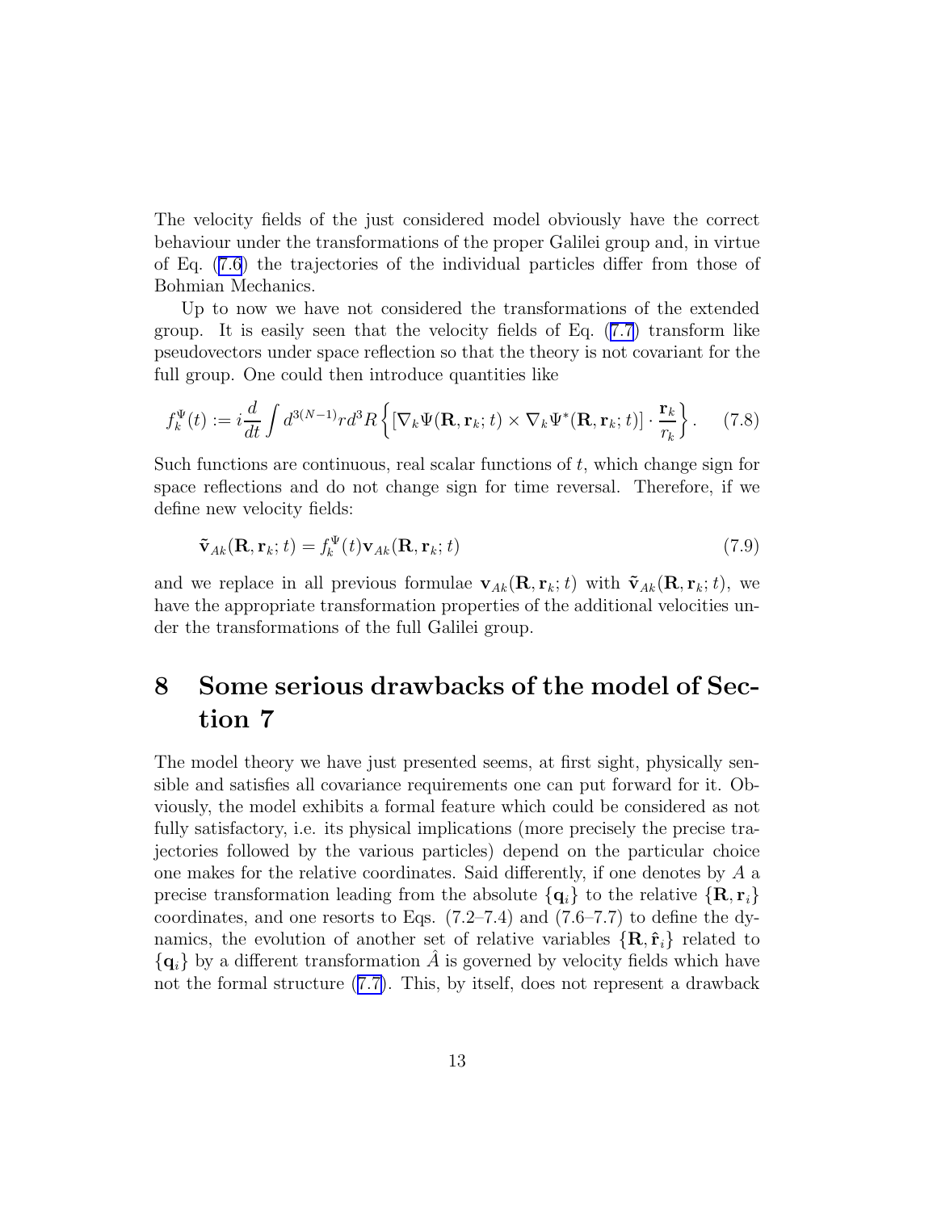The velocity fields of the just considered model obviously have the correct behaviour under the transformations of the proper Galilei group and, in virtue of Eq. (7.6) the trajectories of the individual particles differ from those of Bohmian Mechanics.

Up to now we have not considered the transformations of the extended group. It is easily seen that the velocity fields of Eq. (7.7) transform like pseudovectors under space reflection so that the theory is not covariant for the full group. One could then introduce quantities like

$$f_k^{\Psi}(t) := i\frac{d}{dt}\int d^{3(N-1)}r d^3R \left\{ \left[\nabla_k \Psi(\mathbf{R}, \mathbf{r}_k; t) \times \nabla_k \Psi^*(\mathbf{R}, \mathbf{r}_k; t)\right] \cdot \frac{\mathbf{r}_k}{r_k} \right\}. \tag{7.8}$$

Such functions are continuous, real scalar functions of $t$, which change sign for space reflections and do not change sign for time reversal. Therefore, if we define new velocity fields:

$$\tilde{\mathbf{v}}_{Ak}(\mathbf{R}, \mathbf{r}_k; t) = f_k^{\Psi}(t)\mathbf{v}_{Ak}(\mathbf{R}, \mathbf{r}_k; t) \tag{7.9}$$

and we replace in all previous formulae $\mathbf{v}_{Ak}(\mathbf{R}, \mathbf{r}_k; t)$ with $\tilde{\mathbf{v}}_{Ak}(\mathbf{R}, \mathbf{r}_k; t)$, we have the appropriate transformation properties of the additional velocities under the transformations of the full Galilei group.

# 8 Some serious drawbacks of the model of Section 7

The model theory we have just presented seems, at first sight, physically sensible and satisfies all covariance requirements one can put forward for it. Obviously, the model exhibits a formal feature which could be considered as not fully satisfactory, i.e. its physical implications (more precisely the precise trajectories followed by the various particles) depend on the particular choice one makes for the relative coordinates. Said differently, if one denotes by $A$ a precise transformation leading from the absolute $\{\mathbf{q}_i\}$ to the relative $\{\mathbf{R}, \mathbf{r}_i\}$ coordinates, and one resorts to Eqs. (7.2–7.4) and (7.6–7.7) to define the dynamics, the evolution of another set of relative variables $\{\mathbf{R}, \hat{\mathbf{r}}_i\}$ related to $\{\mathbf{q}_i\}$ by a different transformation $\hat{A}$ is governed by velocity fields which have not the formal structure (7.7). This, by itself, does not represent a drawback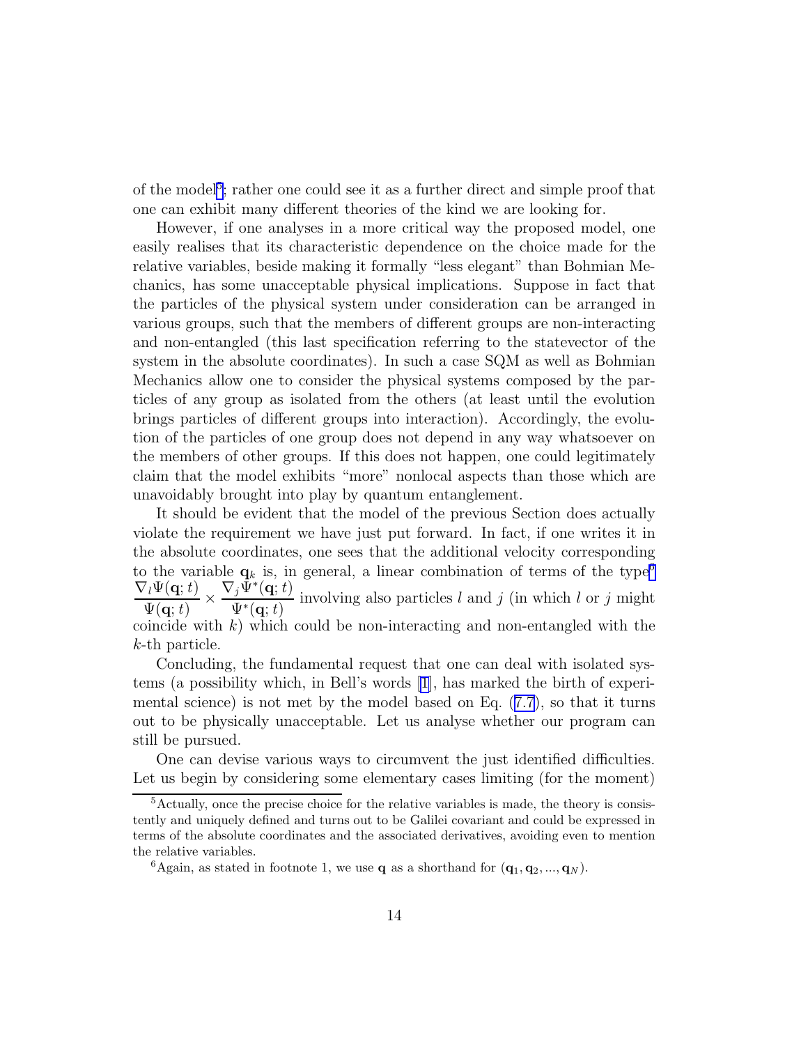of the model[5]; rather one could see it as a further direct and simple proof that one can exhibit many different theories of the kind we are looking for.

However, if one analyses in a more critical way the proposed model, one easily realises that its characteristic dependence on the choice made for the relative variables, beside making it formally "less elegant" than Bohmian Mechanics, has some unacceptable physical implications. Suppose in fact that the particles of the physical system under consideration can be arranged in various groups, such that the members of different groups are non-interacting and non-entangled (this last specification referring to the statevector of the system in the absolute coordinates). In such a case SQM as well as Bohmian Mechanics allow one to consider the physical systems composed by the particles of any group as isolated from the others (at least until the evolution brings particles of different groups into interaction). Accordingly, the evolution of the particles of one group does not depend in any way whatsoever on the members of other groups. If this does not happen, one could legitimately claim that the model exhibits "more" nonlocal aspects than those which are unavoidably brought into play by quantum entanglement.

It should be evident that the model of the previous Section does actually violate the requirement we have just put forward. In fact, if one writes it in the absolute coordinates, one sees that the additional velocity corresponding to the variable $\mathbf{q}_k$ is, in general, a linear combination of terms of the type[6] $\frac{\nabla_l \Psi(\mathbf{q};t)}{\Psi(\mathbf{q};t)} \times \frac{\nabla_j \Psi^*(\mathbf{q};t)}{\Psi^*(\mathbf{q};t)}$ involving also particles $l$ and $j$ (in which $l$ or $j$ might coincide with $k$) which could be non-interacting and non-entangled with the $k$-th particle.

Concluding, the fundamental request that one can deal with isolated systems (a possibility which, in Bell's words [1], has marked the birth of experimental science) is not met by the model based on Eq. (7.7), so that it turns out to be physically unacceptable. Let us analyse whether our program can still be pursued.

One can devise various ways to circumvent the just identified difficulties. Let us begin by considering some elementary cases limiting (for the moment)

---

[5] Actually, once the precise choice for the relative variables is made, the theory is consistently and uniquely defined and turns out to be Galilei covariant and could be expressed in terms of the absolute coordinates and the associated derivatives, avoiding even to mention the relative variables.

[6] Again, as stated in footnote 1, we use $\mathbf{q}$ as a shorthand for $(\mathbf{q}_1, \mathbf{q}_2, ..., \mathbf{q}_N)$.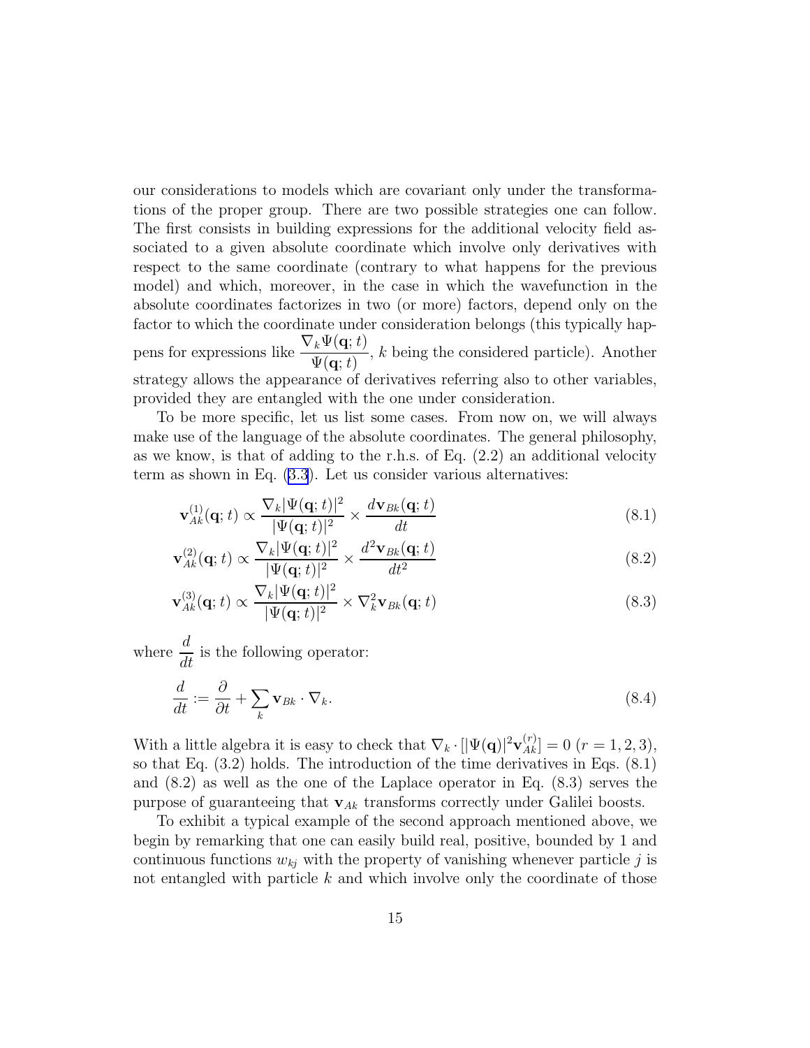our considerations to models which are covariant only under the transformations of the proper group. There are two possible strategies one can follow. The first consists in building expressions for the additional velocity field associated to a given absolute coordinate which involve only derivatives with respect to the same coordinate (contrary to what happens for the previous model) and which, moreover, in the case in which the wavefunction in the absolute coordinates factorizes in two (or more) factors, depend only on the factor to which the coordinate under consideration belongs (this typically happens for expressions like $\dfrac{\nabla_k \Psi(\mathbf{q};t)}{\Psi(\mathbf{q};t)}$, $k$ being the considered particle). Another strategy allows the appearance of derivatives referring also to other variables, provided they are entangled with the one under consideration.

To be more specific, let us list some cases. From now on, we will always make use of the language of the absolute coordinates. The general philosophy, as we know, is that of adding to the r.h.s. of Eq. (2.2) an additional velocity term as shown in Eq. (3.3). Let us consider various alternatives:

$$\mathbf{v}^{(1)}_{Ak}(\mathbf{q};t) \propto \frac{\nabla_k |\Psi(\mathbf{q};t)|^2}{|\Psi(\mathbf{q};t)|^2} \times \frac{d\mathbf{v}_{Bk}(\mathbf{q};t)}{dt} \tag{8.1}$$

$$\mathbf{v}^{(2)}_{Ak}(\mathbf{q};t) \propto \frac{\nabla_k |\Psi(\mathbf{q};t)|^2}{|\Psi(\mathbf{q};t)|^2} \times \frac{d^2\mathbf{v}_{Bk}(\mathbf{q};t)}{dt^2} \tag{8.2}$$

$$\mathbf{v}^{(3)}_{Ak}(\mathbf{q};t) \propto \frac{\nabla_k |\Psi(\mathbf{q};t)|^2}{|\Psi(\mathbf{q};t)|^2} \times \nabla_k^2 \mathbf{v}_{Bk}(\mathbf{q};t) \tag{8.3}$$

where $\dfrac{d}{dt}$ is the following operator:

$$\frac{d}{dt} := \frac{\partial}{\partial t} + \sum_k \mathbf{v}_{Bk} \cdot \nabla_k. \tag{8.4}$$

With a little algebra it is easy to check that $\nabla_k \cdot [|\Psi(\mathbf{q})|^2 \mathbf{v}^{(r)}_{Ak}] = 0$ $(r = 1, 2, 3)$, so that Eq. (3.2) holds. The introduction of the time derivatives in Eqs. (8.1) and (8.2) as well as the one of the Laplace operator in Eq. (8.3) serves the purpose of guaranteeing that $\mathbf{v}_{Ak}$ transforms correctly under Galilei boosts.

To exhibit a typical example of the second approach mentioned above, we begin by remarking that one can easily build real, positive, bounded by 1 and continuous functions $w_{kj}$ with the property of vanishing whenever particle $j$ is not entangled with particle $k$ and which involve only the coordinate of those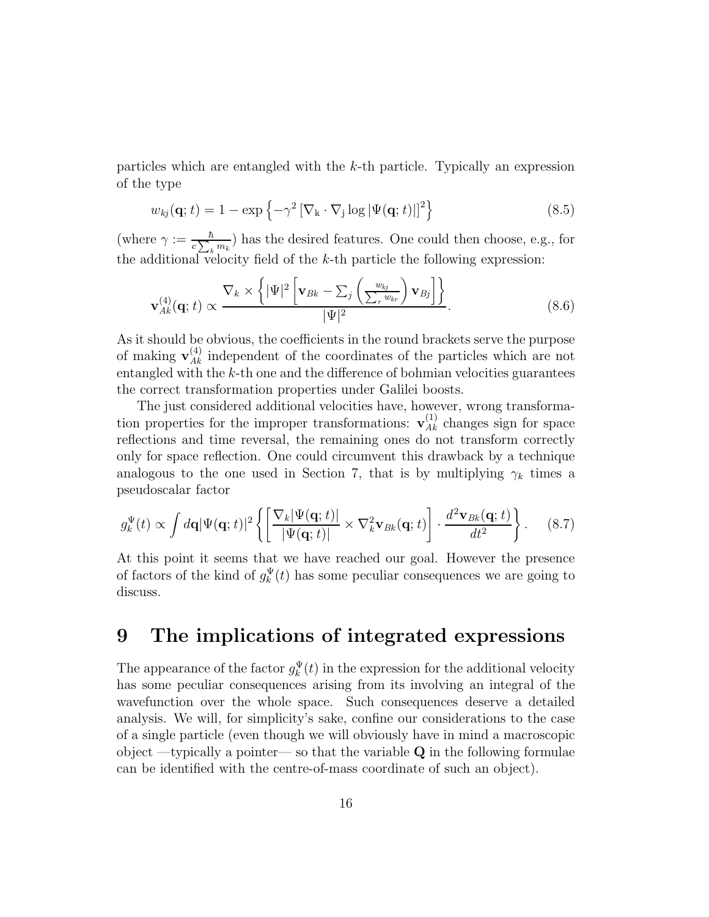particles which are entangled with the $k$-th particle. Typically an expression of the type

$$w_{kj}(\mathbf{q};t) = 1 - \exp\left\{-\gamma^2 \left[\nabla_{\rm k} \cdot \nabla_{\rm j} \log|\Psi(\mathbf{q};t)|\right]^2\right\} \tag{8.5}$$

(where $\gamma := \frac{\hbar}{c\sum_k m_k}$) has the desired features. One could then choose, e.g., for the additional velocity field of the $k$-th particle the following expression:

$$\mathbf{v}^{(4)}_{Ak}(\mathbf{q};t) \propto \frac{\nabla_k \times \left\{|\Psi|^2 \left[\mathbf{v}_{Bk} - \sum_j \left(\frac{w_{kj}}{\sum_r w_{kr}}\right)\mathbf{v}_{Bj}\right]\right\}}{|\Psi|^2}. \tag{8.6}$$

As it should be obvious, the coefficients in the round brackets serve the purpose of making $\mathbf{v}^{(4)}_{Ak}$ independent of the coordinates of the particles which are not entangled with the $k$-th one and the difference of bohmian velocities guarantees the correct transformation properties under Galilei boosts.

The just considered additional velocities have, however, wrong transformation properties for the improper transformations: $\mathbf{v}^{(1)}_{Ak}$ changes sign for space reflections and time reversal, the remaining ones do not transform correctly only for space reflection. One could circumvent this drawback by a technique analogous to the one used in Section 7, that is by multiplying $\gamma_k$ times a pseudoscalar factor

$$g^{\Psi}_k(t) \propto \int d\mathbf{q} |\Psi(\mathbf{q};t)|^2 \left\{\left[\frac{\nabla_k|\Psi(\mathbf{q};t)|}{|\Psi(\mathbf{q};t)|} \times \nabla^2_k \mathbf{v}_{Bk}(\mathbf{q};t)\right] \cdot \frac{d^2\mathbf{v}_{Bk}(\mathbf{q};t)}{dt^2}\right\}. \tag{8.7}$$

At this point it seems that we have reached our goal. However the presence of factors of the kind of $g^{\Psi}_k(t)$ has some peculiar consequences we are going to discuss.

# 9 The implications of integrated expressions

The appearance of the factor $g^{\Psi}_k(t)$ in the expression for the additional velocity has some peculiar consequences arising from its involving an integral of the wavefunction over the whole space. Such consequences deserve a detailed analysis. We will, for simplicity's sake, confine our considerations to the case of a single particle (even though we will obviously have in mind a macroscopic object —typically a pointer— so that the variable $\mathbf{Q}$ in the following formulae can be identified with the centre-of-mass coordinate of such an object).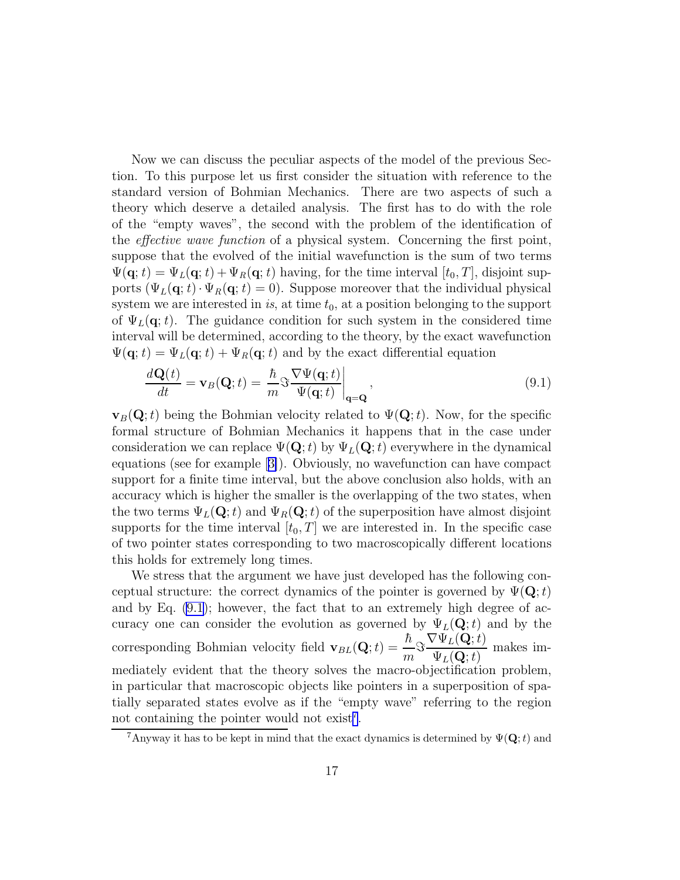Now we can discuss the peculiar aspects of the model of the previous Section. To this purpose let us first consider the situation with reference to the standard version of Bohmian Mechanics. There are two aspects of such a theory which deserve a detailed analysis. The first has to do with the role of the "empty waves", the second with the problem of the identification of the *effective wave function* of a physical system. Concerning the first point, suppose that the evolved of the initial wavefunction is the sum of two terms $\Psi(\mathbf{q};t) = \Psi_L(\mathbf{q};t) + \Psi_R(\mathbf{q};t)$ having, for the time interval $[t_0, T]$, disjoint supports $(\Psi_L(\mathbf{q};t) \cdot \Psi_R(\mathbf{q};t) = 0)$. Suppose moreover that the individual physical system we are interested in *is*, at time $t_0$, at a position belonging to the support of $\Psi_L(\mathbf{q};t)$. The guidance condition for such system in the considered time interval will be determined, according to the theory, by the exact wavefunction $\Psi(\mathbf{q};t) = \Psi_L(\mathbf{q};t) + \Psi_R(\mathbf{q};t)$ and by the exact differential equation

$$\frac{d\mathbf{Q}(t)}{dt} = \mathbf{v}_B(\mathbf{Q};t) = \left. \frac{\hbar}{m} \Im \frac{\nabla\Psi(\mathbf{q};t)}{\Psi(\mathbf{q};t)} \right|_{\mathbf{q}=\mathbf{Q}}, \tag{9.1}$$

$\mathbf{v}_B(\mathbf{Q};t)$ being the Bohmian velocity related to $\Psi(\mathbf{Q};t)$. Now, for the specific formal structure of Bohmian Mechanics it happens that in the case under consideration we can replace $\Psi(\mathbf{Q};t)$ by $\Psi_L(\mathbf{Q};t)$ everywhere in the dynamical equations (see for example [3]). Obviously, no wavefunction can have compact support for a finite time interval, but the above conclusion also holds, with an accuracy which is higher the smaller is the overlapping of the two states, when the two terms $\Psi_L(\mathbf{Q};t)$ and $\Psi_R(\mathbf{Q};t)$ of the superposition have almost disjoint supports for the time interval $[t_0, T]$ we are interested in. In the specific case of two pointer states corresponding to two macroscopically different locations this holds for extremely long times.

We stress that the argument we have just developed has the following conceptual structure: the correct dynamics of the pointer is governed by $\Psi(\mathbf{Q};t)$ and by Eq. (9.1); however, the fact that to an extremely high degree of accuracy one can consider the evolution as governed by $\Psi_L(\mathbf{Q};t)$ and by the corresponding Bohmian velocity field $\mathbf{v}_{BL}(\mathbf{Q};t) = \frac{\hbar}{m} \Im \frac{\nabla\Psi_L(\mathbf{Q};t)}{\Psi_L(\mathbf{Q};t)}$ makes immediately evident that the theory solves the macro-objectification problem, in particular that macroscopic objects like pointers in a superposition of spatially separated states evolve as if the "empty wave" referring to the region not containing the pointer would not exist[7].

[7] Anyway it has to be kept in mind that the exact dynamics is determined by $\Psi(\mathbf{Q};t)$ and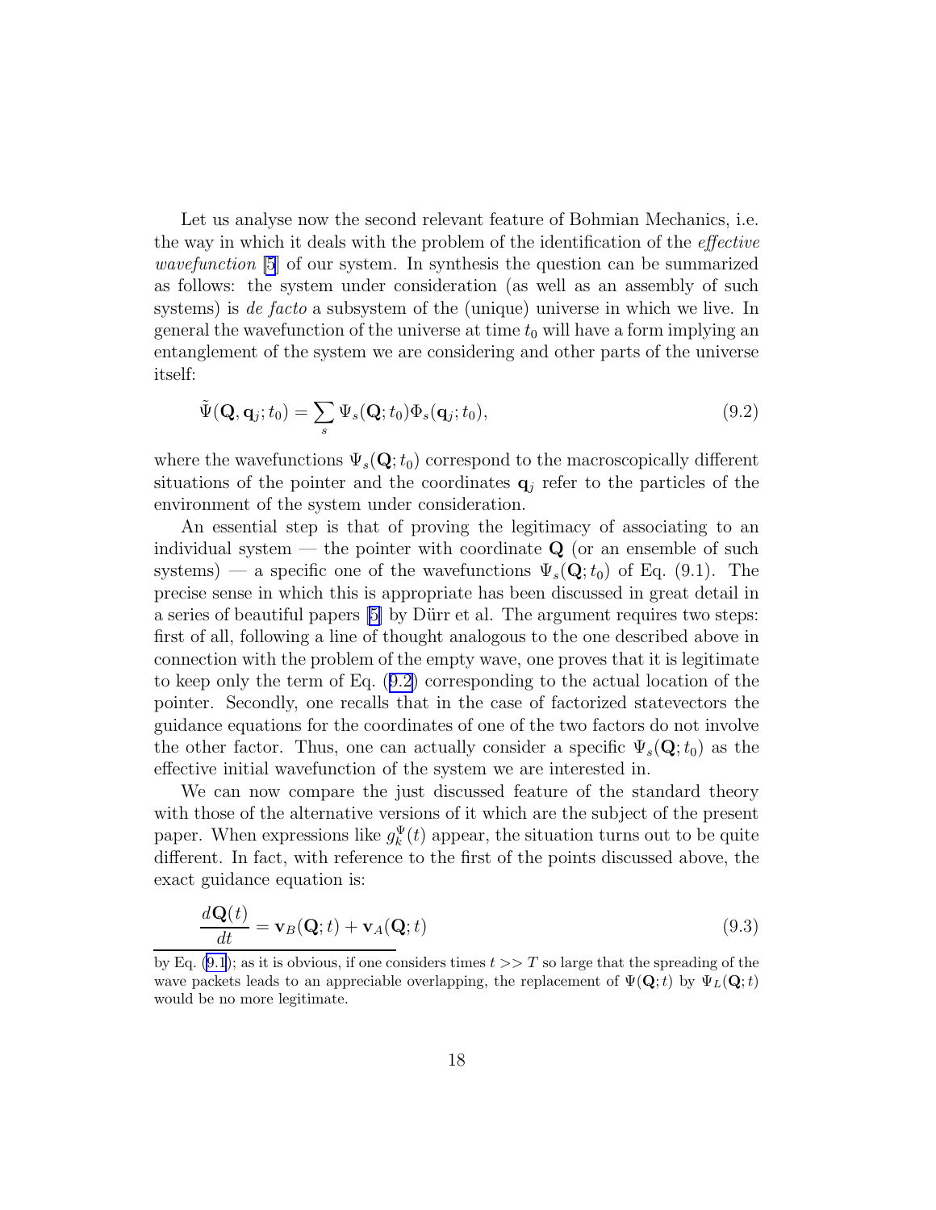Let us analyse now the second relevant feature of Bohmian Mechanics, i.e. the way in which it deals with the problem of the identification of the *effective wavefunction* [5] of our system. In synthesis the question can be summarized as follows: the system under consideration (as well as an assembly of such systems) is *de facto* a subsystem of the (unique) universe in which we live. In general the wavefunction of the universe at time $t_0$ will have a form implying an entanglement of the system we are considering and other parts of the universe itself:

$$\tilde{\Psi}(\mathbf{Q}, \mathbf{q}_j; t_0) = \sum_s \Psi_s(\mathbf{Q}; t_0)\Phi_s(\mathbf{q}_j; t_0), \tag{9.2}$$

where the wavefunctions $\Psi_s(\mathbf{Q}; t_0)$ correspond to the macroscopically different situations of the pointer and the coordinates $\mathbf{q}_j$ refer to the particles of the environment of the system under consideration.

An essential step is that of proving the legitimacy of associating to an individual system — the pointer with coordinate $\mathbf{Q}$ (or an ensemble of such systems) — a specific one of the wavefunctions $\Psi_s(\mathbf{Q}; t_0)$ of Eq. (9.1). The precise sense in which this is appropriate has been discussed in great detail in a series of beautiful papers [5] by Dürr et al. The argument requires two steps: first of all, following a line of thought analogous to the one described above in connection with the problem of the empty wave, one proves that it is legitimate to keep only the term of Eq. (9.2) corresponding to the actual location of the pointer. Secondly, one recalls that in the case of factorized statevectors the guidance equations for the coordinates of one of the two factors do not involve the other factor. Thus, one can actually consider a specific $\Psi_s(\mathbf{Q}; t_0)$ as the effective initial wavefunction of the system we are interested in.

We can now compare the just discussed feature of the standard theory with those of the alternative versions of it which are the subject of the present paper. When expressions like $g_k^{\Psi}(t)$ appear, the situation turns out to be quite different. In fact, with reference to the first of the points discussed above, the exact guidance equation is:

$$\frac{d\mathbf{Q}(t)}{dt} = \mathbf{v}_B(\mathbf{Q}; t) + \mathbf{v}_A(\mathbf{Q}; t) \tag{9.3}$$

---

by Eq. (9.1); as it is obvious, if one considers times $t >> T$ so large that the spreading of the wave packets leads to an appreciable overlapping, the replacement of $\Psi(\mathbf{Q}; t)$ by $\Psi_L(\mathbf{Q}; t)$ would be no more legitimate.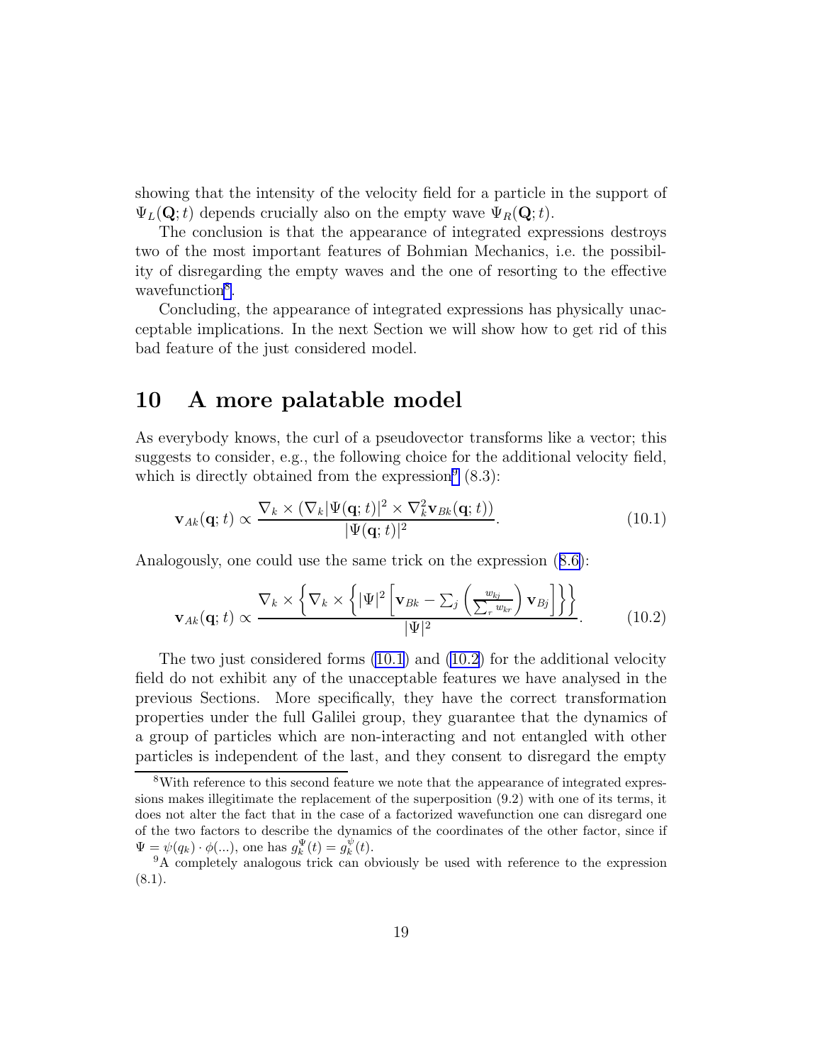showing that the intensity of the velocity field for a particle in the support of $\Psi_L(\mathbf{Q};t)$ depends crucially also on the empty wave $\Psi_R(\mathbf{Q};t)$.

The conclusion is that the appearance of integrated expressions destroys two of the most important features of Bohmian Mechanics, i.e. the possibility of disregarding the empty waves and the one of resorting to the effective wavefunction[8].

Concluding, the appearance of integrated expressions has physically unacceptable implications. In the next Section we will show how to get rid of this bad feature of the just considered model.

## 10 A more palatable model

As everybody knows, the curl of a pseudovector transforms like a vector; this suggests to consider, e.g., the following choice for the additional velocity field, which is directly obtained from the expression[9] (8.3):

$$\mathbf{v}_{Ak}(\mathbf{q};t) \propto \frac{\nabla_k \times (\nabla_k |\Psi(\mathbf{q};t)|^2 \times \nabla_k^2 \mathbf{v}_{Bk}(\mathbf{q};t))}{|\Psi(\mathbf{q};t)|^2}. \tag{10.1}$$

Analogously, one could use the same trick on the expression (8.6):

$$\mathbf{v}_{Ak}(\mathbf{q};t) \propto \frac{\nabla_k \times \left\{ \nabla_k \times \left\{ |\Psi|^2 \left[ \mathbf{v}_{Bk} - \sum_j \left( \frac{w_{kj}}{\sum_r w_{kr}} \right) \mathbf{v}_{Bj} \right] \right\} \right\}}{|\Psi|^2}. \tag{10.2}$$

The two just considered forms (10.1) and (10.2) for the additional velocity field do not exhibit any of the unacceptable features we have analysed in the previous Sections. More specifically, they have the correct transformation properties under the full Galilei group, they guarantee that the dynamics of a group of particles which are non-interacting and not entangled with other particles is independent of the last, and they consent to disregard the empty

---

[8] With reference to this second feature we note that the appearance of integrated expressions makes illegitimate the replacement of the superposition (9.2) with one of its terms, it does not alter the fact that in the case of a factorized wavefunction one can disregard one of the two factors to describe the dynamics of the coordinates of the other factor, since if $\Psi = \psi(q_k) \cdot \phi(...)$, one has $g_k^{\Psi}(t) = g_k^{\psi}(t)$.

[9] A completely analogous trick can obviously be used with reference to the expression (8.1).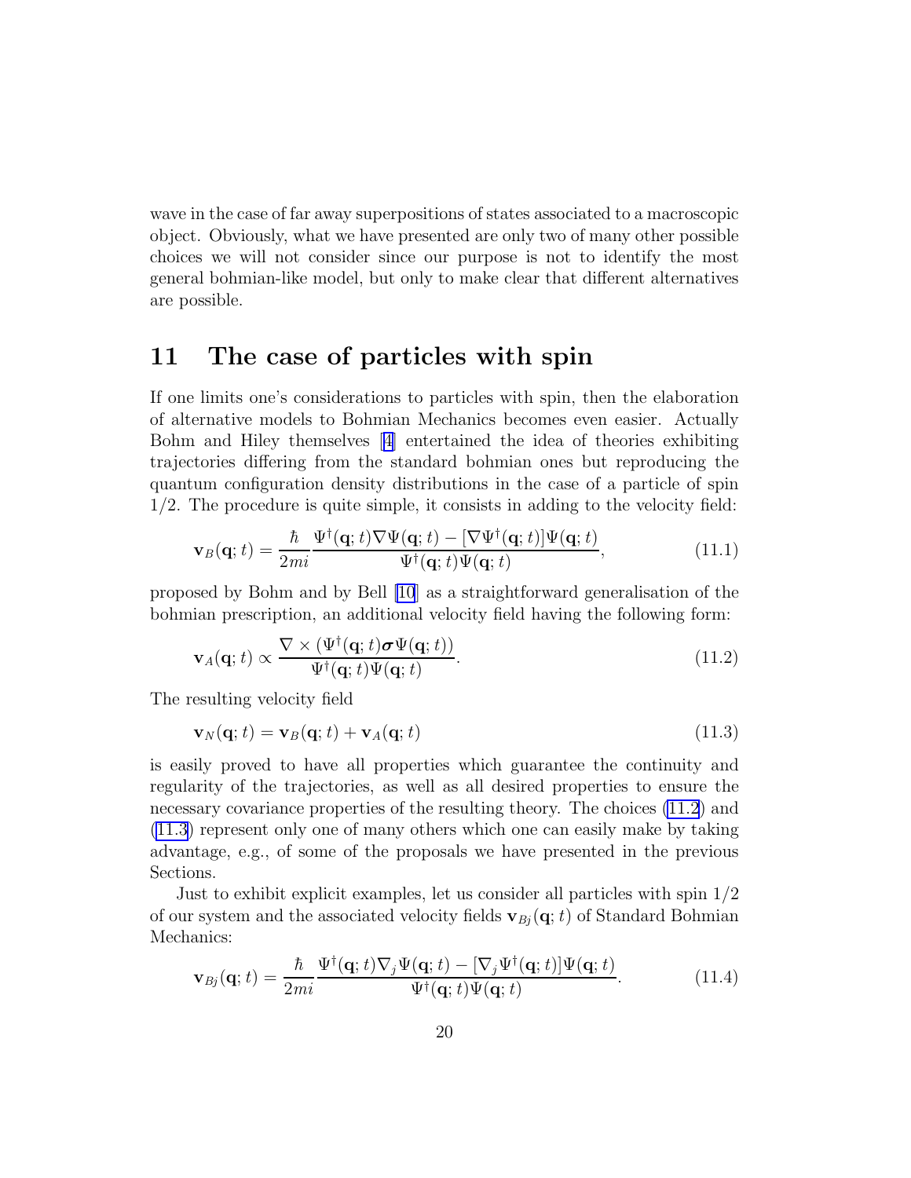wave in the case of far away superpositions of states associated to a macroscopic object. Obviously, what we have presented are only two of many other possible choices we will not consider since our purpose is not to identify the most general bohmian-like model, but only to make clear that different alternatives are possible.

## 11 The case of particles with spin

If one limits one's considerations to particles with spin, then the elaboration of alternative models to Bohmian Mechanics becomes even easier. Actually Bohm and Hiley themselves [4] entertained the idea of theories exhibiting trajectories differing from the standard bohmian ones but reproducing the quantum configuration density distributions in the case of a particle of spin 1/2. The procedure is quite simple, it consists in adding to the velocity field:

$$\mathbf{v}_B(\mathbf{q};t) = \frac{\hbar}{2mi}\frac{\Psi^\dagger(\mathbf{q};t)\nabla\Psi(\mathbf{q};t) - [\nabla\Psi^\dagger(\mathbf{q};t)]\Psi(\mathbf{q};t)}{\Psi^\dagger(\mathbf{q};t)\Psi(\mathbf{q};t)}, \tag{11.1}$$

proposed by Bohm and by Bell [10] as a straightforward generalisation of the bohmian prescription, an additional velocity field having the following form:

$$\mathbf{v}_A(\mathbf{q};t) \propto \frac{\nabla\times(\Psi^\dagger(\mathbf{q};t)\boldsymbol{\sigma}\Psi(\mathbf{q};t))}{\Psi^\dagger(\mathbf{q};t)\Psi(\mathbf{q};t)}. \tag{11.2}$$

The resulting velocity field

$$\mathbf{v}_N(\mathbf{q};t) = \mathbf{v}_B(\mathbf{q};t) + \mathbf{v}_A(\mathbf{q};t) \tag{11.3}$$

is easily proved to have all properties which guarantee the continuity and regularity of the trajectories, as well as all desired properties to ensure the necessary covariance properties of the resulting theory. The choices (11.2) and (11.3) represent only one of many others which one can easily make by taking advantage, e.g., of some of the proposals we have presented in the previous Sections.

Just to exhibit explicit examples, let us consider all particles with spin 1/2 of our system and the associated velocity fields $\mathbf{v}_{Bj}(\mathbf{q};t)$ of Standard Bohmian Mechanics:

$$\mathbf{v}_{Bj}(\mathbf{q};t) = \frac{\hbar}{2mi}\frac{\Psi^\dagger(\mathbf{q};t)\nabla_j\Psi(\mathbf{q};t) - [\nabla_j\Psi^\dagger(\mathbf{q};t)]\Psi(\mathbf{q};t)}{\Psi^\dagger(\mathbf{q};t)\Psi(\mathbf{q};t)}. \tag{11.4}$$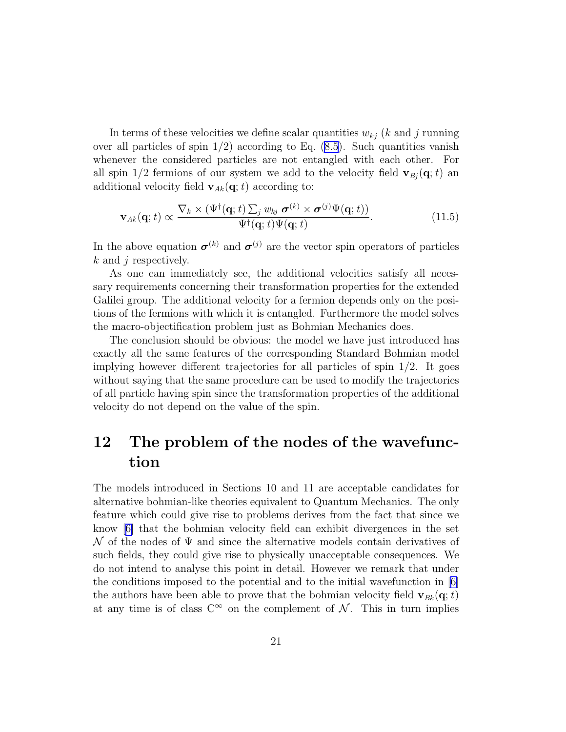In terms of these velocities we define scalar quantities $w_{kj}$ ($k$ and $j$ running over all particles of spin 1/2) according to Eq. (8.5). Such quantities vanish whenever the considered particles are not entangled with each other. For all spin 1/2 fermions of our system we add to the velocity field $\mathbf{v}_{Bj}(\mathbf{q};t)$ an additional velocity field $\mathbf{v}_{Ak}(\mathbf{q};t)$ according to:

$$\mathbf{v}_{Ak}(\mathbf{q};t) \propto \frac{\nabla_k \times (\Psi^\dagger(\mathbf{q};t) \sum_j w_{kj}\ \boldsymbol{\sigma}^{(k)} \times \boldsymbol{\sigma}^{(j)} \Psi(\mathbf{q};t))}{\Psi^\dagger(\mathbf{q};t)\Psi(\mathbf{q};t)}. \tag{11.5}$$

In the above equation $\boldsymbol{\sigma}^{(k)}$ and $\boldsymbol{\sigma}^{(j)}$ are the vector spin operators of particles $k$ and $j$ respectively.

As one can immediately see, the additional velocities satisfy all necessary requirements concerning their transformation properties for the extended Galilei group. The additional velocity for a fermion depends only on the positions of the fermions with which it is entangled. Furthermore the model solves the macro-objectification problem just as Bohmian Mechanics does.

The conclusion should be obvious: the model we have just introduced has exactly all the same features of the corresponding Standard Bohmian model implying however different trajectories for all particles of spin 1/2. It goes without saying that the same procedure can be used to modify the trajectories of all particle having spin since the transformation properties of the additional velocity do not depend on the value of the spin.

# 12 The problem of the nodes of the wavefunction

The models introduced in Sections 10 and 11 are acceptable candidates for alternative bohmian-like theories equivalent to Quantum Mechanics. The only feature which could give rise to problems derives from the fact that since we know [6] that the bohmian velocity field can exhibit divergences in the set $\mathcal{N}$ of the nodes of $\Psi$ and since the alternative models contain derivatives of such fields, they could give rise to physically unacceptable consequences. We do not intend to analyse this point in detail. However we remark that under the conditions imposed to the potential and to the initial wavefunction in [6] the authors have been able to prove that the bohmian velocity field $\mathbf{v}_{Bk}(\mathbf{q};t)$ at any time is of class $C^\infty$ on the complement of $\mathcal{N}$. This in turn implies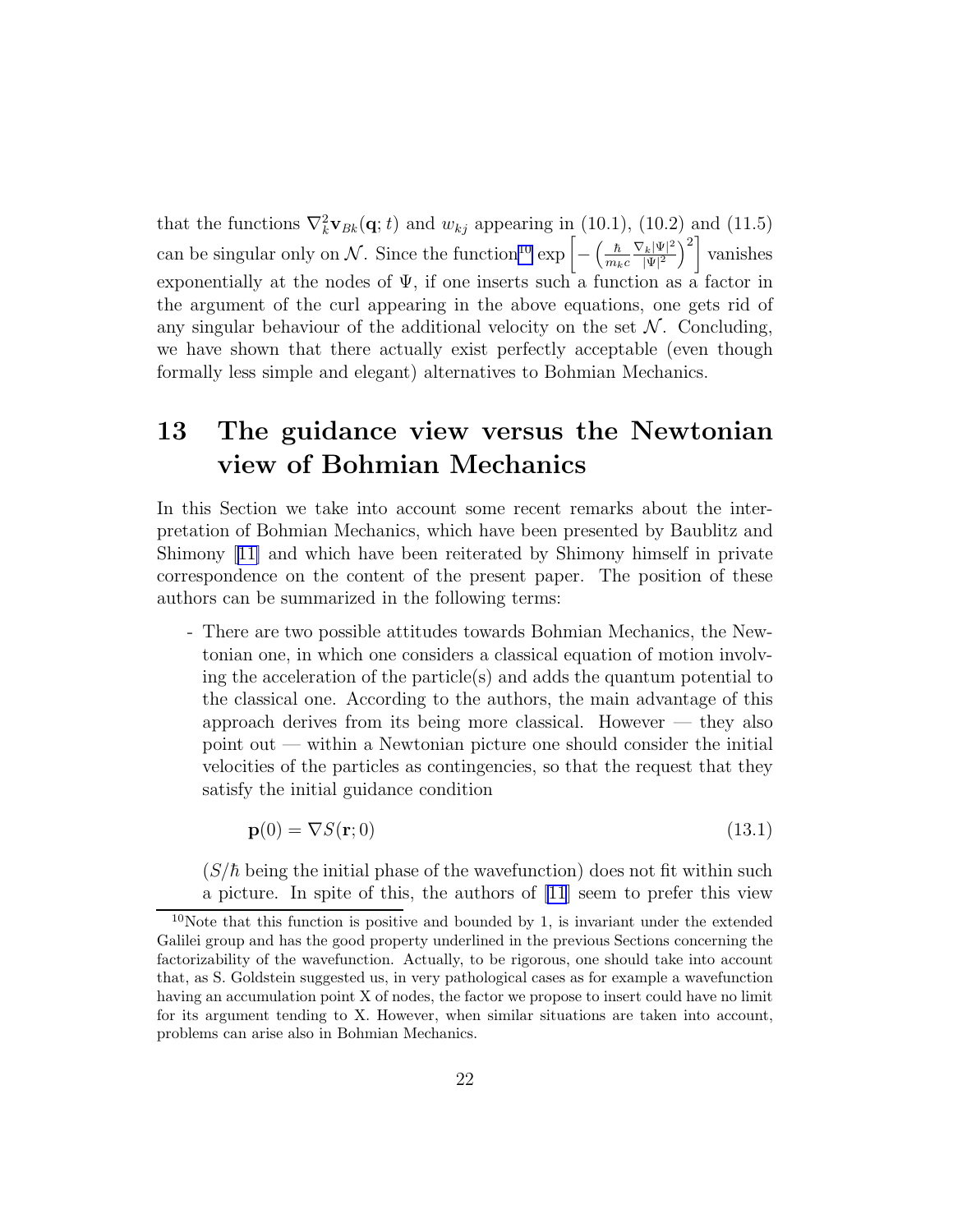that the functions $\nabla^2_k \mathbf{v}_{Bk}(\mathbf{q};t)$ and $w_{kj}$ appearing in (10.1), (10.2) and (11.5) can be singular only on $\mathcal{N}$. Since the function[10] $\exp\left[-\left(\frac{\hbar}{m_k c}\frac{\nabla_k|\Psi|^2}{|\Psi|^2}\right)^2\right]$ vanishes exponentially at the nodes of $\Psi$, if one inserts such a function as a factor in the argument of the curl appearing in the above equations, one gets rid of any singular behaviour of the additional velocity on the set $\mathcal{N}$. Concluding, we have shown that there actually exist perfectly acceptable (even though formally less simple and elegant) alternatives to Bohmian Mechanics.

# 13 The guidance view versus the Newtonian view of Bohmian Mechanics

In this Section we take into account some recent remarks about the interpretation of Bohmian Mechanics, which have been presented by Baublitz and Shimony [11] and which have been reiterated by Shimony himself in private correspondence on the content of the present paper. The position of these authors can be summarized in the following terms:

- There are two possible attitudes towards Bohmian Mechanics, the Newtonian one, in which one considers a classical equation of motion involving the acceleration of the particle(s) and adds the quantum potential to the classical one. According to the authors, the main advantage of this approach derives from its being more classical. However — they also point out — within a Newtonian picture one should consider the initial velocities of the particles as contingencies, so that the request that they satisfy the initial guidance condition

$$\mathbf{p}(0) = \nabla S(\mathbf{r};0) \tag{13.1}$$

($S/\hbar$ being the initial phase of the wavefunction) does not fit within such a picture. In spite of this, the authors of [11] seem to prefer this view

[10] Note that this function is positive and bounded by 1, is invariant under the extended Galilei group and has the good property underlined in the previous Sections concerning the factorizability of the wavefunction. Actually, to be rigorous, one should take into account that, as S. Goldstein suggested us, in very pathological cases as for example a wavefunction having an accumulation point X of nodes, the factor we propose to insert could have no limit for its argument tending to X. However, when similar situations are taken into account, problems can arise also in Bohmian Mechanics.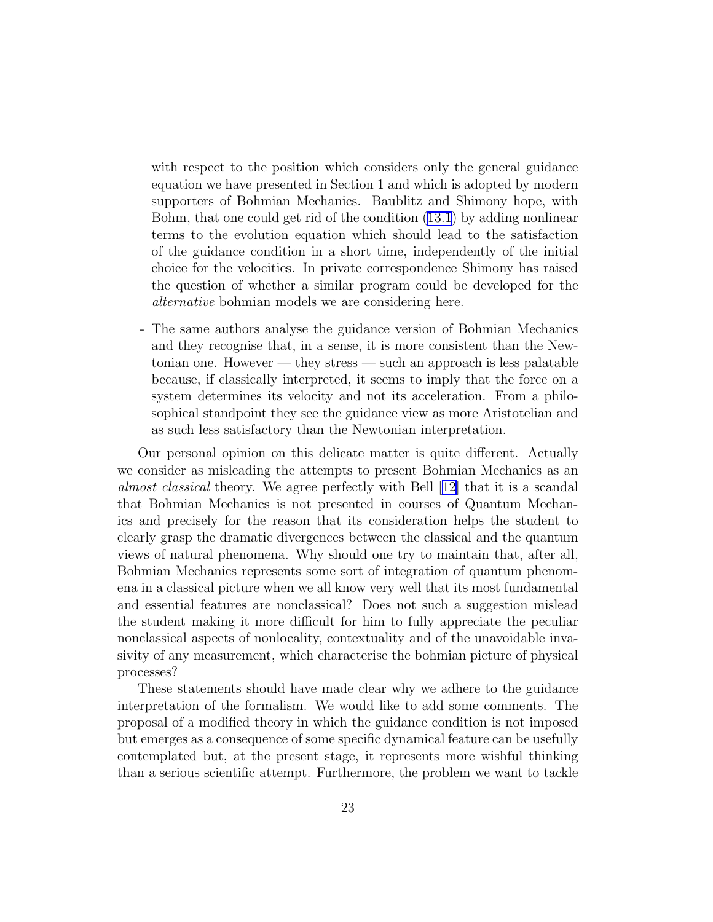with respect to the position which considers only the general guidance equation we have presented in Section 1 and which is adopted by modern supporters of Bohmian Mechanics. Baublitz and Shimony hope, with Bohm, that one could get rid of the condition (13.1) by adding nonlinear terms to the evolution equation which should lead to the satisfaction of the guidance condition in a short time, independently of the initial choice for the velocities. In private correspondence Shimony has raised the question of whether a similar program could be developed for the *alternative* bohmian models we are considering here.

- The same authors analyse the guidance version of Bohmian Mechanics and they recognise that, in a sense, it is more consistent than the Newtonian one. However — they stress — such an approach is less palatable because, if classically interpreted, it seems to imply that the force on a system determines its velocity and not its acceleration. From a philosophical standpoint they see the guidance view as more Aristotelian and as such less satisfactory than the Newtonian interpretation.

Our personal opinion on this delicate matter is quite different. Actually we consider as misleading the attempts to present Bohmian Mechanics as an *almost classical* theory. We agree perfectly with Bell [12] that it is a scandal that Bohmian Mechanics is not presented in courses of Quantum Mechanics and precisely for the reason that its consideration helps the student to clearly grasp the dramatic divergences between the classical and the quantum views of natural phenomena. Why should one try to maintain that, after all, Bohmian Mechanics represents some sort of integration of quantum phenomena in a classical picture when we all know very well that its most fundamental and essential features are nonclassical? Does not such a suggestion mislead the student making it more difficult for him to fully appreciate the peculiar nonclassical aspects of nonlocality, contextuality and of the unavoidable invasivity of any measurement, which characterise the bohmian picture of physical processes?

These statements should have made clear why we adhere to the guidance interpretation of the formalism. We would like to add some comments. The proposal of a modified theory in which the guidance condition is not imposed but emerges as a consequence of some specific dynamical feature can be usefully contemplated but, at the present stage, it represents more wishful thinking than a serious scientific attempt. Furthermore, the problem we want to tackle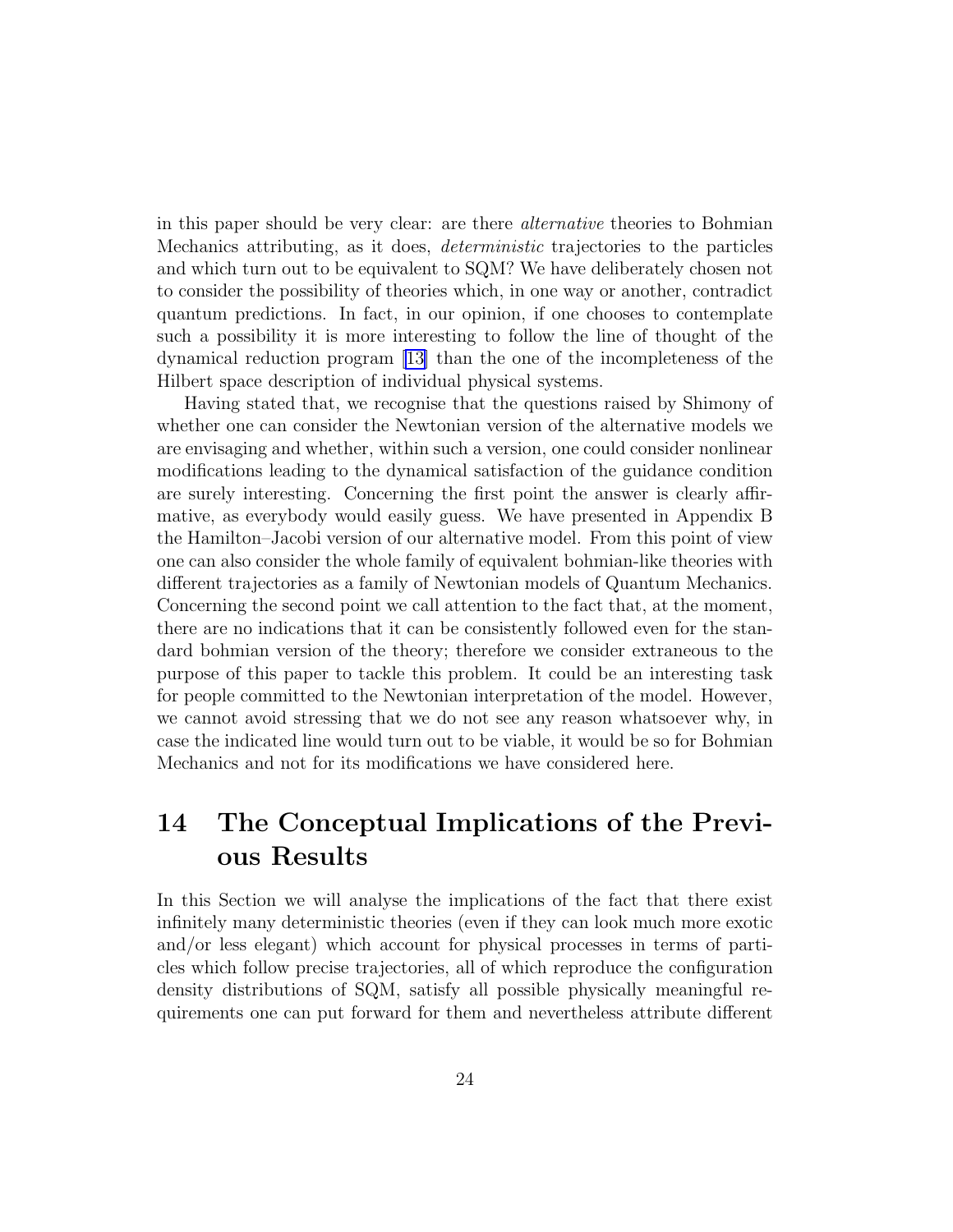in this paper should be very clear: are there *alternative* theories to Bohmian Mechanics attributing, as it does, *deterministic* trajectories to the particles and which turn out to be equivalent to SQM? We have deliberately chosen not to consider the possibility of theories which, in one way or another, contradict quantum predictions. In fact, in our opinion, if one chooses to contemplate such a possibility it is more interesting to follow the line of thought of the dynamical reduction program [13] than the one of the incompleteness of the Hilbert space description of individual physical systems.

Having stated that, we recognise that the questions raised by Shimony of whether one can consider the Newtonian version of the alternative models we are envisaging and whether, within such a version, one could consider nonlinear modifications leading to the dynamical satisfaction of the guidance condition are surely interesting. Concerning the first point the answer is clearly affirmative, as everybody would easily guess. We have presented in Appendix B the Hamilton–Jacobi version of our alternative model. From this point of view one can also consider the whole family of equivalent bohmian-like theories with different trajectories as a family of Newtonian models of Quantum Mechanics. Concerning the second point we call attention to the fact that, at the moment, there are no indications that it can be consistently followed even for the standard bohmian version of the theory; therefore we consider extraneous to the purpose of this paper to tackle this problem. It could be an interesting task for people committed to the Newtonian interpretation of the model. However, we cannot avoid stressing that we do not see any reason whatsoever why, in case the indicated line would turn out to be viable, it would be so for Bohmian Mechanics and not for its modifications we have considered here.

# 14 The Conceptual Implications of the Previous Results

In this Section we will analyse the implications of the fact that there exist infinitely many deterministic theories (even if they can look much more exotic and/or less elegant) which account for physical processes in terms of particles which follow precise trajectories, all of which reproduce the configuration density distributions of SQM, satisfy all possible physically meaningful requirements one can put forward for them and nevertheless attribute different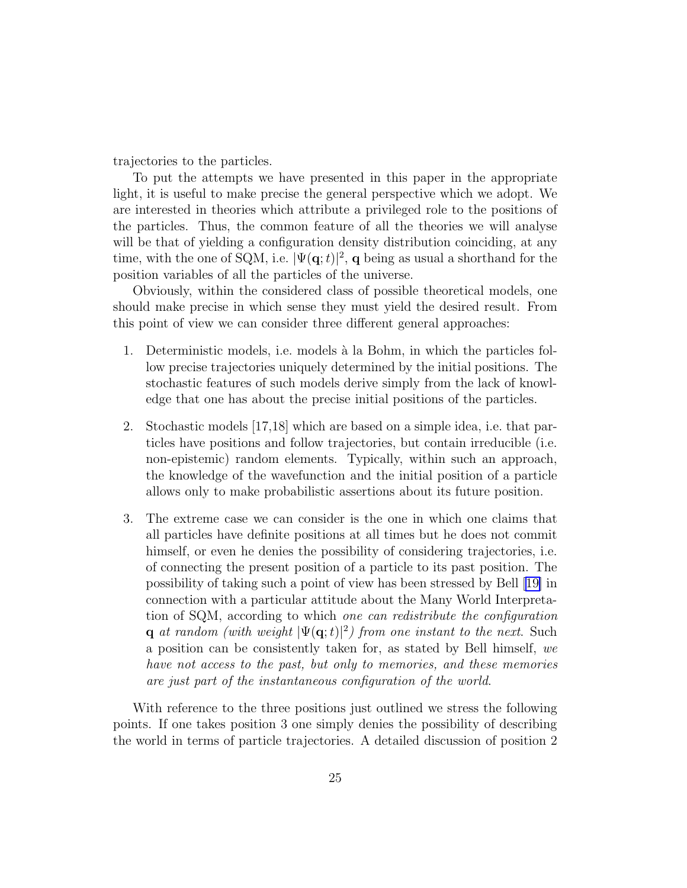trajectories to the particles.

To put the attempts we have presented in this paper in the appropriate light, it is useful to make precise the general perspective which we adopt. We are interested in theories which attribute a privileged role to the positions of the particles. Thus, the common feature of all the theories we will analyse will be that of yielding a configuration density distribution coinciding, at any time, with the one of SQM, i.e. $|\Psi(\mathbf{q};t)|^2$, $\mathbf{q}$ being as usual a shorthand for the position variables of all the particles of the universe.

Obviously, within the considered class of possible theoretical models, one should make precise in which sense they must yield the desired result. From this point of view we can consider three different general approaches:

1. Deterministic models, i.e. models à la Bohm, in which the particles follow precise trajectories uniquely determined by the initial positions. The stochastic features of such models derive simply from the lack of knowledge that one has about the precise initial positions of the particles.

2. Stochastic models [17,18] which are based on a simple idea, i.e. that particles have positions and follow trajectories, but contain irreducible (i.e. non-epistemic) random elements. Typically, within such an approach, the knowledge of the wavefunction and the initial position of a particle allows only to make probabilistic assertions about its future position.

3. The extreme case we can consider is the one in which one claims that all particles have definite positions at all times but he does not commit himself, or even he denies the possibility of considering trajectories, i.e. of connecting the present position of a particle to its past position. The possibility of taking such a point of view has been stressed by Bell [19] in connection with a particular attitude about the Many World Interpretation of SQM, according to which *one can redistribute the configuration* $\mathbf{q}$ *at random (with weight* $|\Psi(\mathbf{q};t)|^2$*) from one instant to the next*. Such a position can be consistently taken for, as stated by Bell himself, *we have not access to the past, but only to memories, and these memories are just part of the instantaneous configuration of the world*.

With reference to the three positions just outlined we stress the following points. If one takes position 3 one simply denies the possibility of describing the world in terms of particle trajectories. A detailed discussion of position 2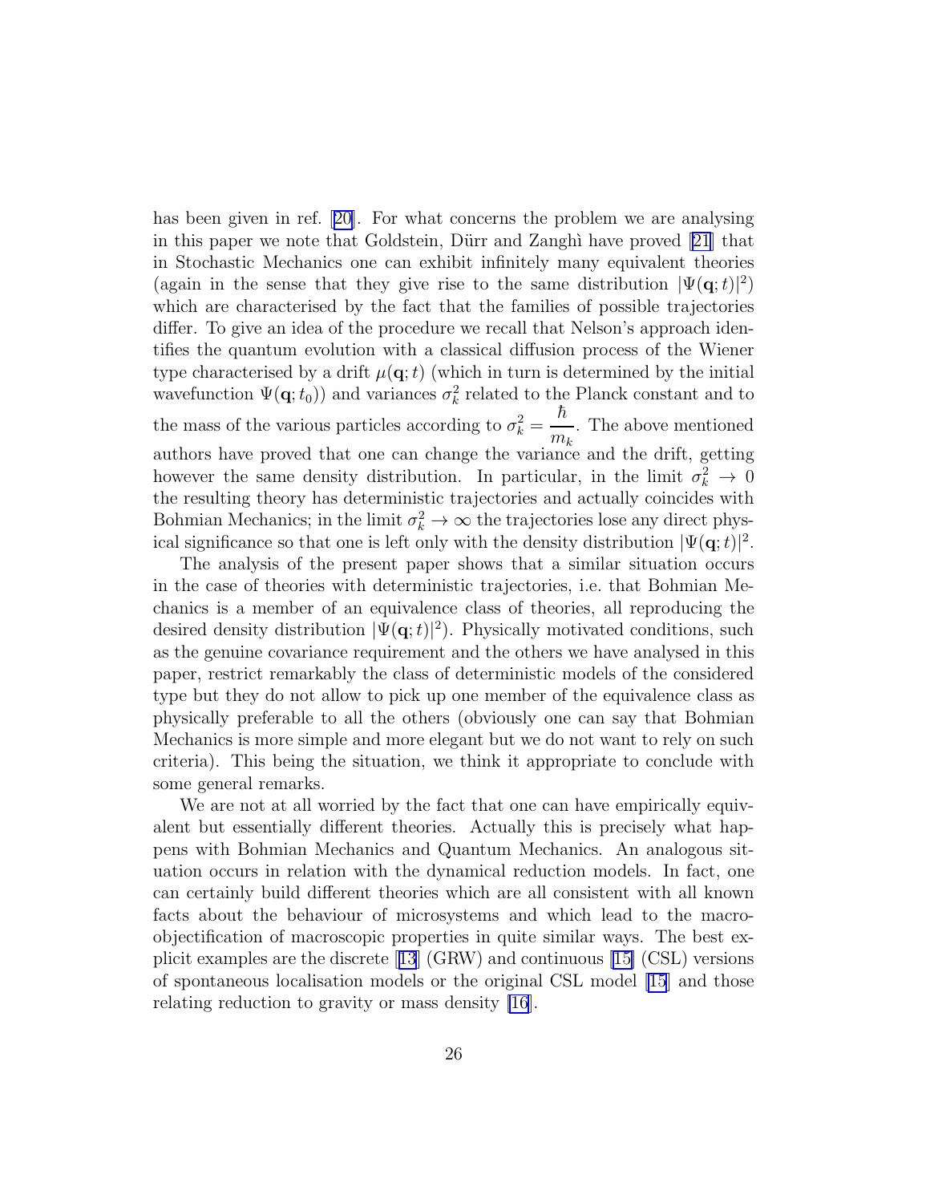has been given in ref. [20]. For what concerns the problem we are analysing in this paper we note that Goldstein, Dürr and Zanghì have proved [21] that in Stochastic Mechanics one can exhibit infinitely many equivalent theories (again in the sense that they give rise to the same distribution $|\Psi(\mathbf{q};t)|^2$) which are characterised by the fact that the families of possible trajectories differ. To give an idea of the procedure we recall that Nelson's approach identifies the quantum evolution with a classical diffusion process of the Wiener type characterised by a drift $\mu(\mathbf{q};t)$ (which in turn is determined by the initial wavefunction $\Psi(\mathbf{q};t_0)$) and variances $\sigma_k^2$ related to the Planck constant and to the mass of the various particles according to $\sigma_k^2 = \dfrac{\hbar}{m_k}$. The above mentioned authors have proved that one can change the variance and the drift, getting however the same density distribution. In particular, in the limit $\sigma_k^2 \to 0$ the resulting theory has deterministic trajectories and actually coincides with Bohmian Mechanics; in the limit $\sigma_k^2 \to \infty$ the trajectories lose any direct physical significance so that one is left only with the density distribution $|\Psi(\mathbf{q};t)|^2$.

The analysis of the present paper shows that a similar situation occurs in the case of theories with deterministic trajectories, i.e. that Bohmian Mechanics is a member of an equivalence class of theories, all reproducing the desired density distribution $|\Psi(\mathbf{q};t)|^2$). Physically motivated conditions, such as the genuine covariance requirement and the others we have analysed in this paper, restrict remarkably the class of deterministic models of the considered type but they do not allow to pick up one member of the equivalence class as physically preferable to all the others (obviously one can say that Bohmian Mechanics is more simple and more elegant but we do not want to rely on such criteria). This being the situation, we think it appropriate to conclude with some general remarks.

We are not at all worried by the fact that one can have empirically equivalent but essentially different theories. Actually this is precisely what happens with Bohmian Mechanics and Quantum Mechanics. An analogous situation occurs in relation with the dynamical reduction models. In fact, one can certainly build different theories which are all consistent with all known facts about the behaviour of microsystems and which lead to the macro-objectification of macroscopic properties in quite similar ways. The best explicit examples are the discrete [13] (GRW) and continuous [15] (CSL) versions of spontaneous localisation models or the original CSL model [15] and those relating reduction to gravity or mass density [16].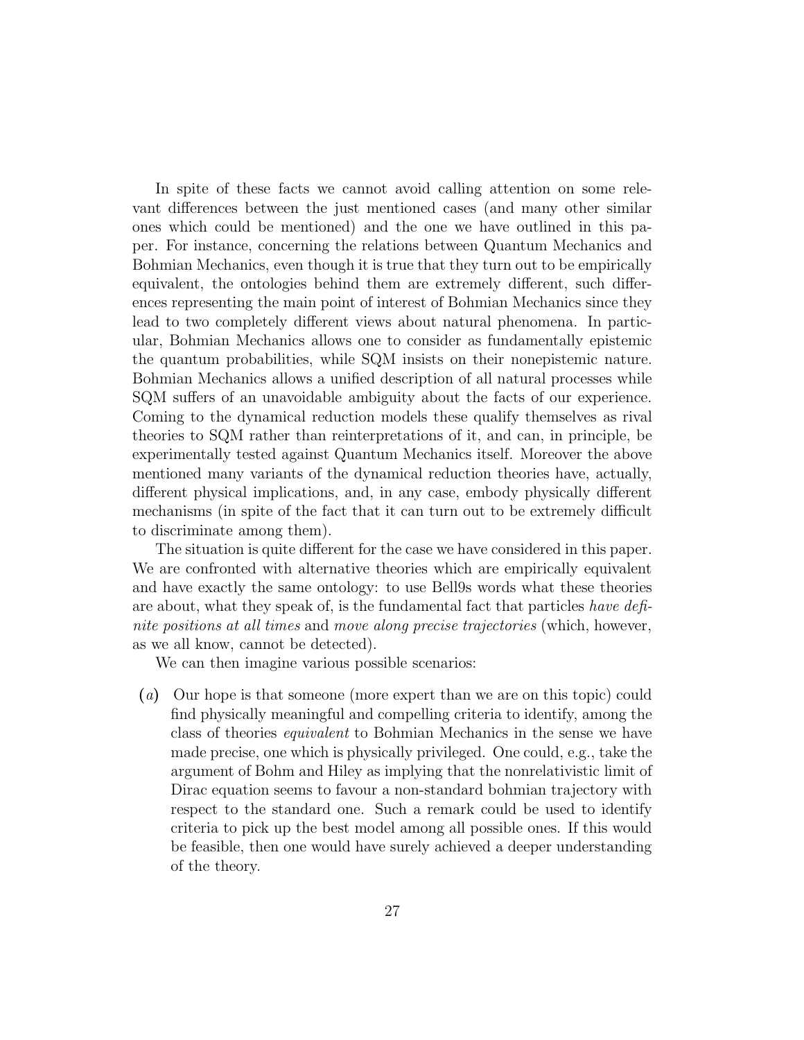In spite of these facts we cannot avoid calling attention on some relevant differences between the just mentioned cases (and many other similar ones which could be mentioned) and the one we have outlined in this paper. For instance, concerning the relations between Quantum Mechanics and Bohmian Mechanics, even though it is true that they turn out to be empirically equivalent, the ontologies behind them are extremely different, such differences representing the main point of interest of Bohmian Mechanics since they lead to two completely different views about natural phenomena. In particular, Bohmian Mechanics allows one to consider as fundamentally epistemic the quantum probabilities, while SQM insists on their nonepistemic nature. Bohmian Mechanics allows a unified description of all natural processes while SQM suffers of an unavoidable ambiguity about the facts of our experience. Coming to the dynamical reduction models these qualify themselves as rival theories to SQM rather than reinterpretations of it, and can, in principle, be experimentally tested against Quantum Mechanics itself. Moreover the above mentioned many variants of the dynamical reduction theories have, actually, different physical implications, and, in any case, embody physically different mechanisms (in spite of the fact that it can turn out to be extremely difficult to discriminate among them).

The situation is quite different for the case we have considered in this paper. We are confronted with alternative theories which are empirically equivalent and have exactly the same ontology: to use Bell9s words what these theories are about, what they speak of, is the fundamental fact that particles *have definite positions at all times* and *move along precise trajectories* (which, however, as we all know, cannot be detected).

We can then imagine various possible scenarios:

(*a*) Our hope is that someone (more expert than we are on this topic) could find physically meaningful and compelling criteria to identify, among the class of theories *equivalent* to Bohmian Mechanics in the sense we have made precise, one which is physically privileged. One could, e.g., take the argument of Bohm and Hiley as implying that the nonrelativistic limit of Dirac equation seems to favour a non-standard bohmian trajectory with respect to the standard one. Such a remark could be used to identify criteria to pick up the best model among all possible ones. If this would be feasible, then one would have surely achieved a deeper understanding of the theory.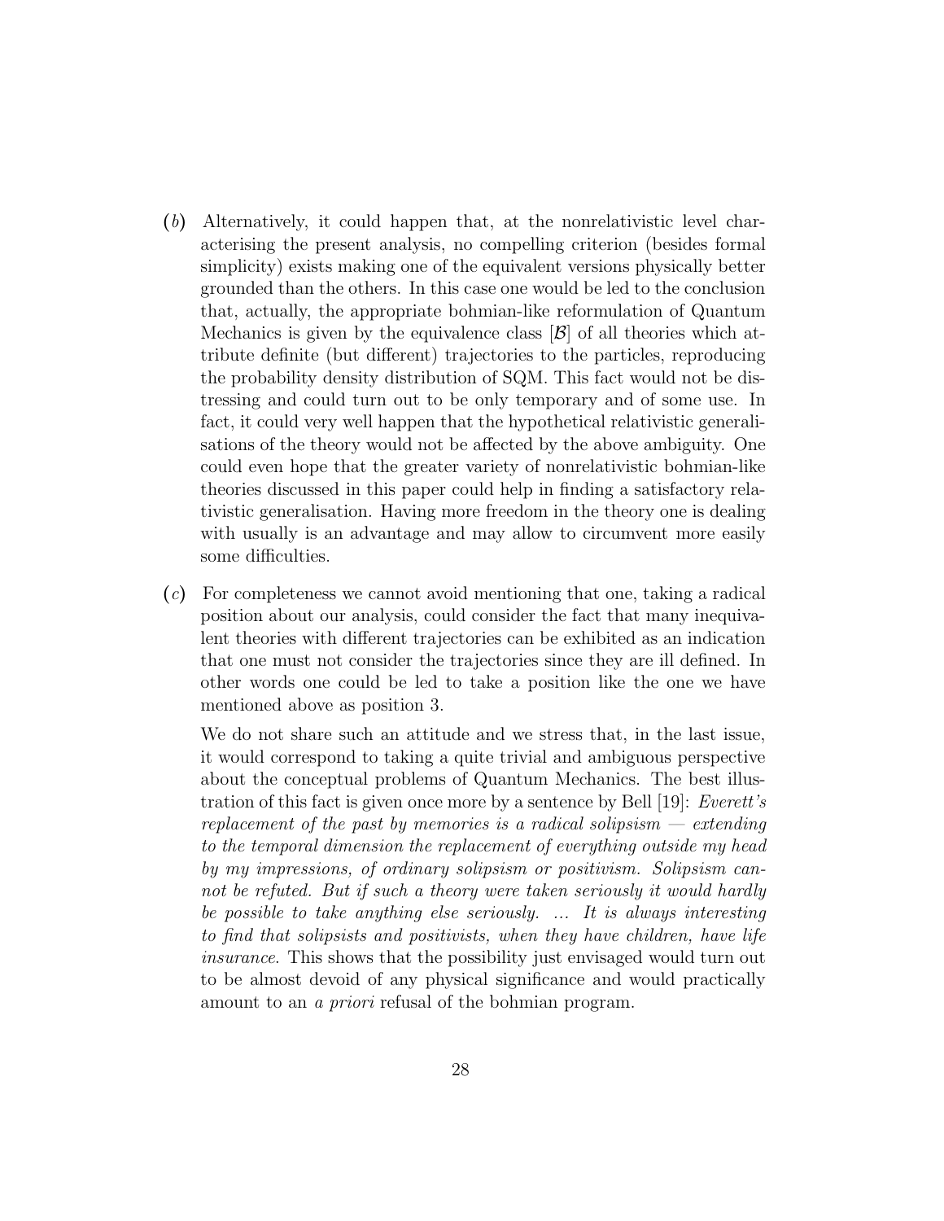(*b*) Alternatively, it could happen that, at the nonrelativistic level characterising the present analysis, no compelling criterion (besides formal simplicity) exists making one of the equivalent versions physically better grounded than the others. In this case one would be led to the conclusion that, actually, the appropriate bohmian-like reformulation of Quantum Mechanics is given by the equivalence class $[\mathcal{B}]$ of all theories which attribute definite (but different) trajectories to the particles, reproducing the probability density distribution of SQM. This fact would not be distressing and could turn out to be only temporary and of some use. In fact, it could very well happen that the hypothetical relativistic generalisations of the theory would not be affected by the above ambiguity. One could even hope that the greater variety of nonrelativistic bohmian-like theories discussed in this paper could help in finding a satisfactory relativistic generalisation. Having more freedom in the theory one is dealing with usually is an advantage and may allow to circumvent more easily some difficulties.

(*c*) For completeness we cannot avoid mentioning that one, taking a radical position about our analysis, could consider the fact that many inequivalent theories with different trajectories can be exhibited as an indication that one must not consider the trajectories since they are ill defined. In other words one could be led to take a position like the one we have mentioned above as position 3.

We do not share such an attitude and we stress that, in the last issue, it would correspond to taking a quite trivial and ambiguous perspective about the conceptual problems of Quantum Mechanics. The best illustration of this fact is given once more by a sentence by Bell [19]: *Everett's replacement of the past by memories is a radical solipsism — extending to the temporal dimension the replacement of everything outside my head by my impressions, of ordinary solipsism or positivism. Solipsism cannot be refuted. But if such a theory were taken seriously it would hardly be possible to take anything else seriously. ... It is always interesting to find that solipsists and positivists, when they have children, have life insurance*. This shows that the possibility just envisaged would turn out to be almost devoid of any physical significance and would practically amount to an *a priori* refusal of the bohmian program.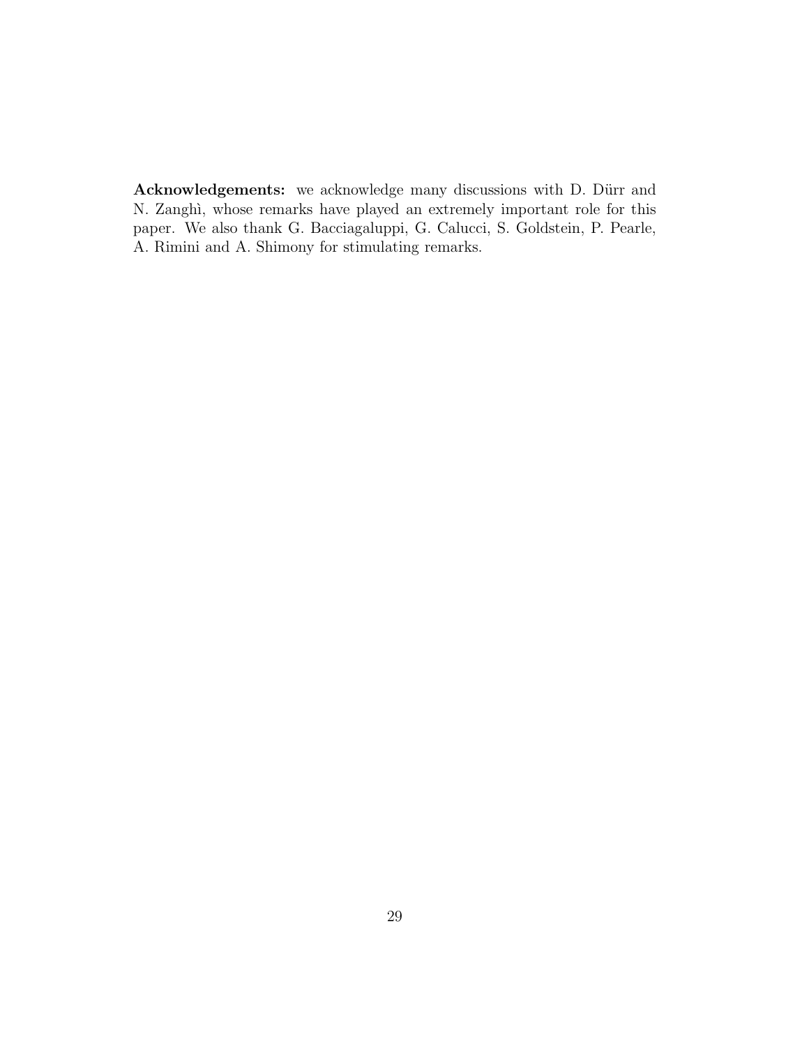**Acknowledgements:** we acknowledge many discussions with D. Dürr and N. Zanghì, whose remarks have played an extremely important role for this paper. We also thank G. Bacciagaluppi, G. Calucci, S. Goldstein, P. Pearle, A. Rimini and A. Shimony for stimulating remarks.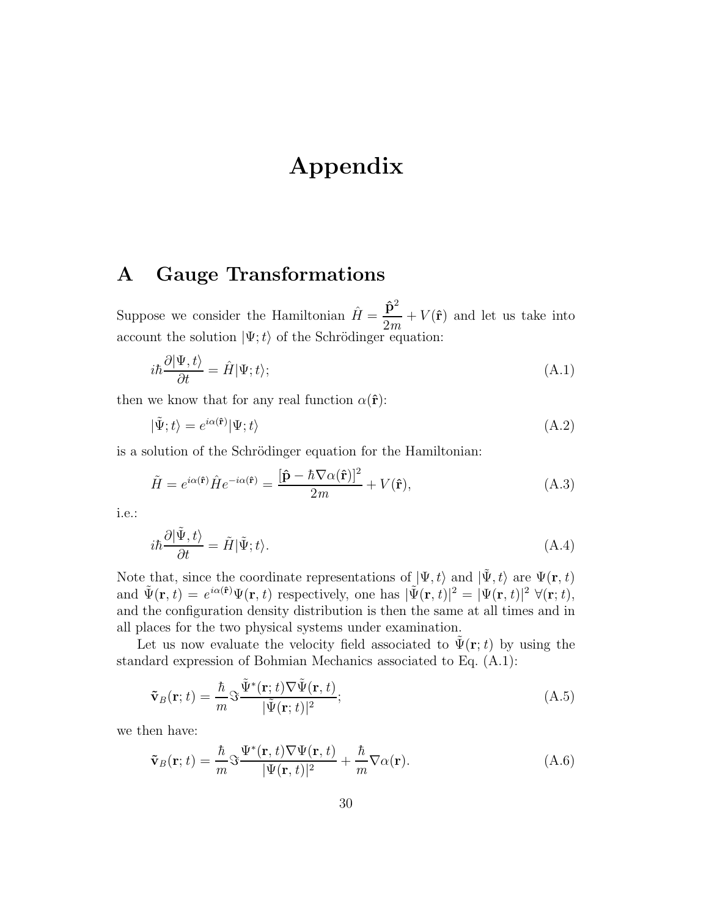# Appendix

## A Gauge Transformations

Suppose we consider the Hamiltonian $\hat{H} = \dfrac{\hat{\mathbf{p}}^2}{2m} + V(\hat{\mathbf{r}})$ and let us take into account the solution $|\Psi;t\rangle$ of the Schrödinger equation:

$$i\hbar \frac{\partial |\Psi, t\rangle}{\partial t} = \hat{H}|\Psi;t\rangle; \tag{A.1}$$

then we know that for any real function $\alpha(\hat{\mathbf{r}})$:

$$|\tilde{\Psi};t\rangle = e^{i\alpha(\hat{\mathbf{r}})}|\Psi;t\rangle \tag{A.2}$$

is a solution of the Schrödinger equation for the Hamiltonian:

$$\tilde{H} = e^{i\alpha(\hat{\mathbf{r}})}\hat{H}e^{-i\alpha(\hat{\mathbf{r}})} = \frac{[\hat{\mathbf{p}} - \hbar\nabla\alpha(\hat{\mathbf{r}})]^2}{2m} + V(\hat{\mathbf{r}}), \tag{A.3}$$

i.e.:

$$i\hbar \frac{\partial |\tilde{\Psi}, t\rangle}{\partial t} = \tilde{H}|\tilde{\Psi};t\rangle. \tag{A.4}$$

Note that, since the coordinate representations of $|\Psi,t\rangle$ and $|\tilde{\Psi},t\rangle$ are $\Psi(\mathbf{r},t)$ and $\tilde{\Psi}(\mathbf{r},t) = e^{i\alpha(\hat{\mathbf{r}})}\Psi(\mathbf{r},t)$ respectively, one has $|\tilde{\Psi}(\mathbf{r},t)|^2 = |\Psi(\mathbf{r},t)|^2 \ \forall(\mathbf{r};t)$, and the configuration density distribution is then the same at all times and in all places for the two physical systems under examination.

Let us now evaluate the velocity field associated to $\tilde{\Psi}(\mathbf{r};t)$ by using the standard expression of Bohmian Mechanics associated to Eq. (A.1):

$$\tilde{\mathbf{v}}_B(\mathbf{r};t) = \frac{\hbar}{m}\Im\frac{\tilde{\Psi}^*(\mathbf{r};t)\nabla\tilde{\Psi}(\mathbf{r},t)}{|\tilde{\Psi}(\mathbf{r};t)|^2}; \tag{A.5}$$

we then have:

$$\tilde{\mathbf{v}}_B(\mathbf{r};t) = \frac{\hbar}{m}\Im\frac{\Psi^*(\mathbf{r},t)\nabla\Psi(\mathbf{r},t)}{|\Psi(\mathbf{r},t)|^2} + \frac{\hbar}{m}\nabla\alpha(\mathbf{r}). \tag{A.6}$$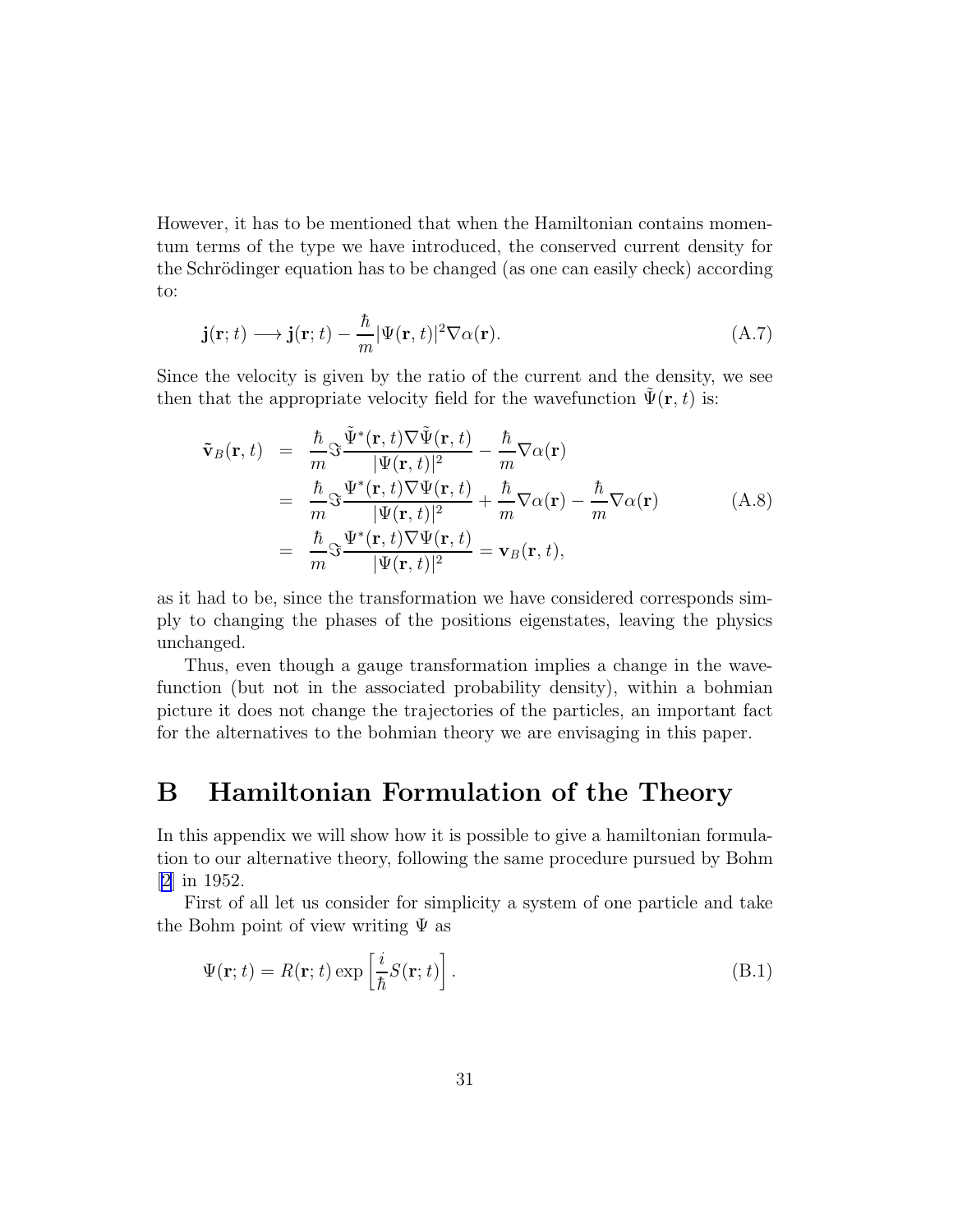However, it has to be mentioned that when the Hamiltonian contains momentum terms of the type we have introduced, the conserved current density for the Schrödinger equation has to be changed (as one can easily check) according to:

$$\mathbf{j}(\mathbf{r};t) \longrightarrow \mathbf{j}(\mathbf{r};t) - \frac{\hbar}{m}|\Psi(\mathbf{r},t)|^2 \nabla\alpha(\mathbf{r}). \tag{A.7}$$

Since the velocity is given by the ratio of the current and the density, we see then that the appropriate velocity field for the wavefunction $\tilde{\Psi}(\mathbf{r},t)$ is:

$$\begin{aligned}
\tilde{\mathbf{v}}_B(\mathbf{r},t) &= \frac{\hbar}{m}\Im\frac{\tilde{\Psi}^*(\mathbf{r},t)\nabla\tilde{\Psi}(\mathbf{r},t)}{|\Psi(\mathbf{r},t)|^2} - \frac{\hbar}{m}\nabla\alpha(\mathbf{r}) \\
&= \frac{\hbar}{m}\Im\frac{\Psi^*(\mathbf{r},t)\nabla\Psi(\mathbf{r},t)}{|\Psi(\mathbf{r},t)|^2} + \frac{\hbar}{m}\nabla\alpha(\mathbf{r}) - \frac{\hbar}{m}\nabla\alpha(\mathbf{r}) \\
&= \frac{\hbar}{m}\Im\frac{\Psi^*(\mathbf{r},t)\nabla\Psi(\mathbf{r},t)}{|\Psi(\mathbf{r},t)|^2} = \mathbf{v}_B(\mathbf{r},t),
\end{aligned} \tag{A.8}$$

as it had to be, since the transformation we have considered corresponds simply to changing the phases of the positions eigenstates, leaving the physics unchanged.

Thus, even though a gauge transformation implies a change in the wavefunction (but not in the associated probability density), within a bohmian picture it does not change the trajectories of the particles, an important fact for the alternatives to the bohmian theory we are envisaging in this paper.

# B Hamiltonian Formulation of the Theory

In this appendix we will show how it is possible to give a hamiltonian formulation to our alternative theory, following the same procedure pursued by Bohm [2] in 1952.

First of all let us consider for simplicity a system of one particle and take the Bohm point of view writing $\Psi$ as

$$\Psi(\mathbf{r};t) = R(\mathbf{r};t)\exp\left[\frac{i}{\hbar}S(\mathbf{r};t)\right]. \tag{B.1}$$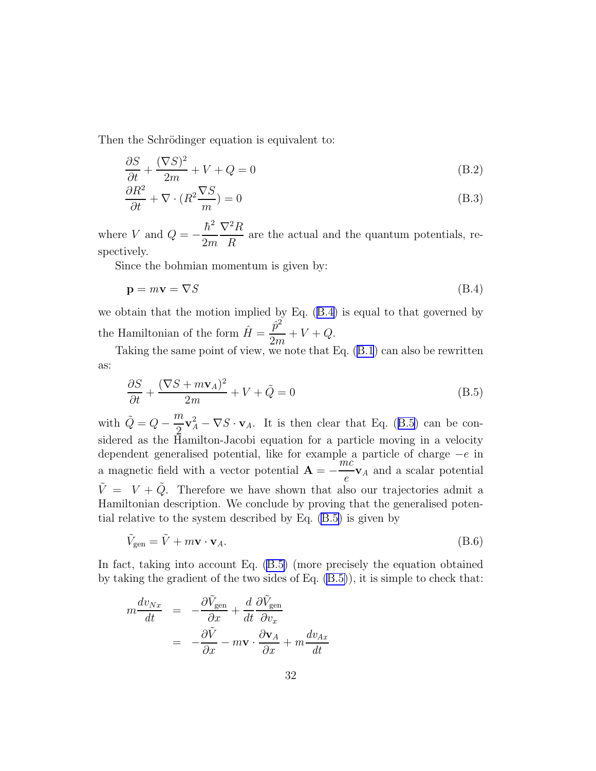Then the Schrödinger equation is equivalent to:

$$\frac{\partial S}{\partial t} + \frac{(\nabla S)^2}{2m} + V + Q = 0 \tag{B.2}$$

$$\frac{\partial R^2}{\partial t} + \nabla \cdot (R^2 \frac{\nabla S}{m}) = 0 \tag{B.3}$$

where $V$ and $Q = -\frac{\hbar^2}{2m}\frac{\nabla^2 R}{R}$ are the actual and the quantum potentials, respectively.

Since the bohmian momentum is given by:

$$\mathbf{p} = m\mathbf{v} = \nabla S \tag{B.4}$$

we obtain that the motion implied by Eq. (B.4) is equal to that governed by the Hamiltonian of the form $\hat{H} = \frac{\hat{p}^2}{2m} + V + Q$.

Taking the same point of view, we note that Eq. (B.1) can also be rewritten as:

$$\frac{\partial S}{\partial t} + \frac{(\nabla S + m\mathbf{v}_A)^2}{2m} + V + \tilde{Q} = 0 \tag{B.5}$$

with $\tilde{Q} = Q - \frac{m}{2}\mathbf{v}_A^2 - \nabla S \cdot \mathbf{v}_A$. It is then clear that Eq. (B.5) can be considered as the Hamilton-Jacobi equation for a particle moving in a velocity dependent generalised potential, like for example a particle of charge $-e$ in a magnetic field with a vector potential $\mathbf{A} = -\frac{mc}{e}\mathbf{v}_A$ and a scalar potential $\tilde{V} = V + \tilde{Q}$. Therefore we have shown that also our trajectories admit a Hamiltonian description. We conclude by proving that the generalised potential relative to the system described by Eq. (B.5) is given by

$$\tilde{V}_{\text{gen}} = \tilde{V} + m\mathbf{v} \cdot \mathbf{v}_A. \tag{B.6}$$

In fact, taking into account Eq. (B.5) (more precisely the equation obtained by taking the gradient of the two sides of Eq. (B.5)), it is simple to check that:

$$\begin{aligned} m\frac{dv_{Nx}}{dt} &= -\frac{\partial \tilde{V}_{\text{gen}}}{\partial x} + \frac{d}{dt}\frac{\partial \tilde{V}_{\text{gen}}}{\partial v_x} \\ &= -\frac{\partial \tilde{V}}{\partial x} - m\mathbf{v} \cdot \frac{\partial \mathbf{v}_A}{\partial x} + m\frac{dv_{Ax}}{dt} \end{aligned}$$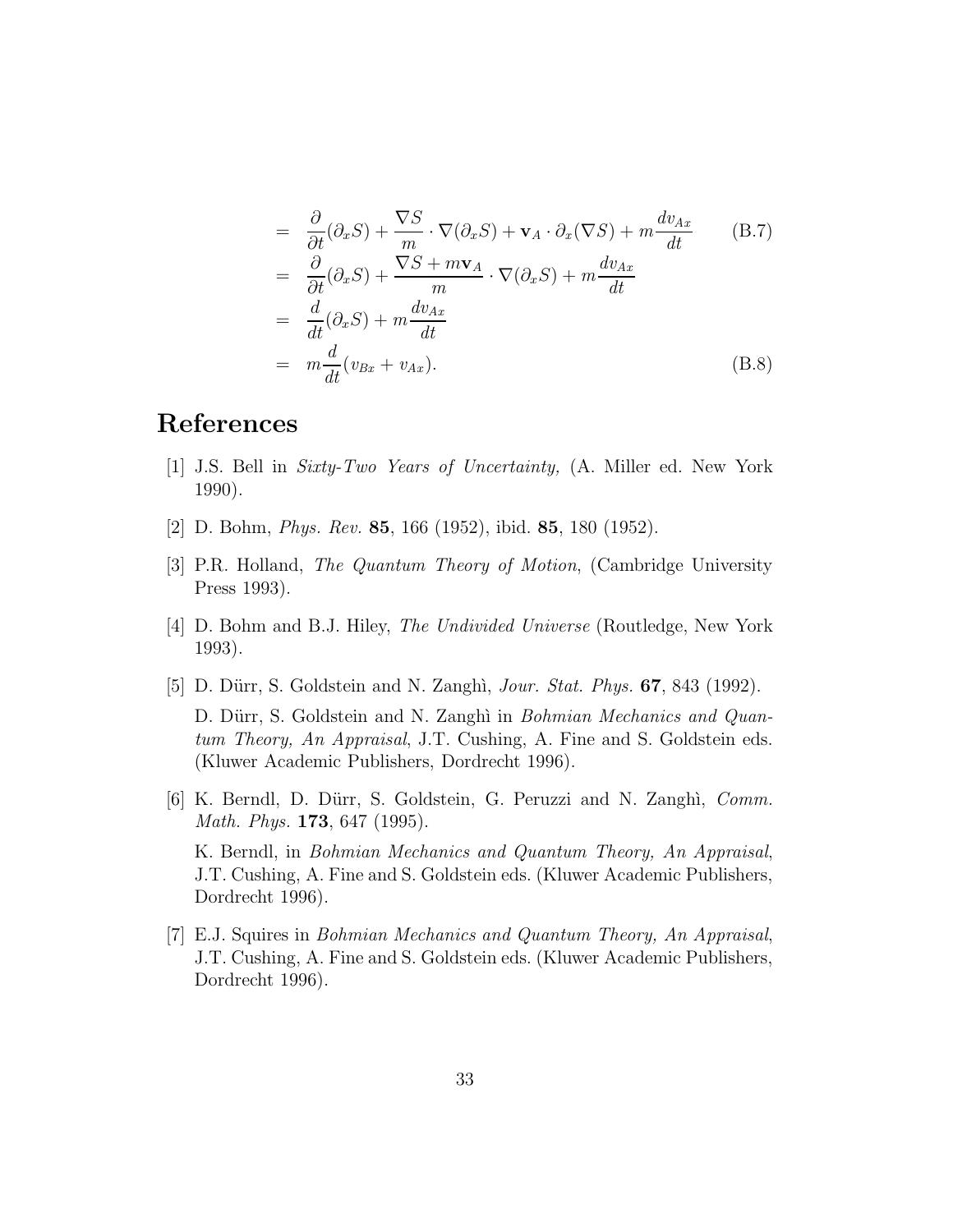$$
\begin{aligned}
&= \frac{\partial}{\partial t}(\partial_x S) + \frac{\nabla S}{m} \cdot \nabla(\partial_x S) + \mathbf{v}_A \cdot \partial_x(\nabla S) + m\frac{dv_{Ax}}{dt} \qquad \text{(B.7)} \\
&= \frac{\partial}{\partial t}(\partial_x S) + \frac{\nabla S + m\mathbf{v}_A}{m} \cdot \nabla(\partial_x S) + m\frac{dv_{Ax}}{dt} \\
&= \frac{d}{dt}(\partial_x S) + m\frac{dv_{Ax}}{dt} \\
&= m\frac{d}{dt}(v_{Bx} + v_{Ax}). \qquad \text{(B.8)}
\end{aligned}
$$

# References

[1] J.S. Bell in *Sixty-Two Years of Uncertainty,* (A. Miller ed. New York 1990).

[2] D. Bohm, *Phys. Rev.* **85**, 166 (1952), ibid. **85**, 180 (1952).

[3] P.R. Holland, *The Quantum Theory of Motion*, (Cambridge University Press 1993).

[4] D. Bohm and B.J. Hiley, *The Undivided Universe* (Routledge, New York 1993).

[5] D. Dürr, S. Goldstein and N. Zanghì, *Jour. Stat. Phys.* **67**, 843 (1992).

D. Dürr, S. Goldstein and N. Zanghì in *Bohmian Mechanics and Quantum Theory, An Appraisal*, J.T. Cushing, A. Fine and S. Goldstein eds. (Kluwer Academic Publishers, Dordrecht 1996).

[6] K. Berndl, D. Dürr, S. Goldstein, G. Peruzzi and N. Zanghì, *Comm. Math. Phys.* **173**, 647 (1995).

K. Berndl, in *Bohmian Mechanics and Quantum Theory, An Appraisal*, J.T. Cushing, A. Fine and S. Goldstein eds. (Kluwer Academic Publishers, Dordrecht 1996).

[7] E.J. Squires in *Bohmian Mechanics and Quantum Theory, An Appraisal*, J.T. Cushing, A. Fine and S. Goldstein eds. (Kluwer Academic Publishers, Dordrecht 1996).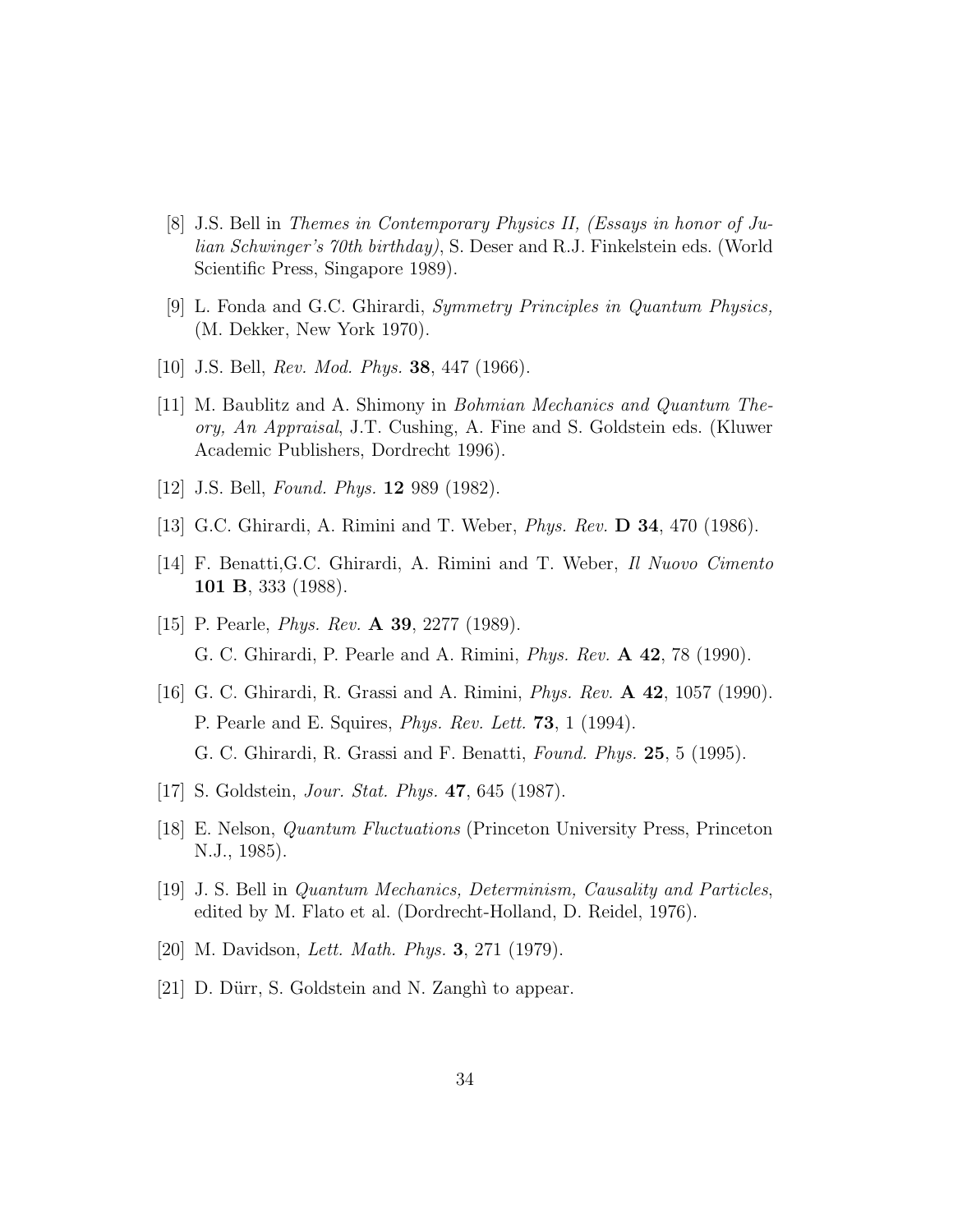[8] J.S. Bell in *Themes in Contemporary Physics II, (Essays in honor of Julian Schwinger's 70th birthday)*, S. Deser and R.J. Finkelstein eds. (World Scientific Press, Singapore 1989).

[9] L. Fonda and G.C. Ghirardi, *Symmetry Principles in Quantum Physics,* (M. Dekker, New York 1970).

[10] J.S. Bell, *Rev. Mod. Phys.* **38**, 447 (1966).

[11] M. Baublitz and A. Shimony in *Bohmian Mechanics and Quantum Theory, An Appraisal*, J.T. Cushing, A. Fine and S. Goldstein eds. (Kluwer Academic Publishers, Dordrecht 1996).

[12] J.S. Bell, *Found. Phys.* **12** 989 (1982).

[13] G.C. Ghirardi, A. Rimini and T. Weber, *Phys. Rev.* **D 34**, 470 (1986).

[14] F. Benatti,G.C. Ghirardi, A. Rimini and T. Weber, *Il Nuovo Cimento* **101 B**, 333 (1988).

[15] P. Pearle, *Phys. Rev.* **A 39**, 2277 (1989).
G. C. Ghirardi, P. Pearle and A. Rimini, *Phys. Rev.* **A 42**, 78 (1990).

[16] G. C. Ghirardi, R. Grassi and A. Rimini, *Phys. Rev.* **A 42**, 1057 (1990).
P. Pearle and E. Squires, *Phys. Rev. Lett.* **73**, 1 (1994).
G. C. Ghirardi, R. Grassi and F. Benatti, *Found. Phys.* **25**, 5 (1995).

[17] S. Goldstein, *Jour. Stat. Phys.* **47**, 645 (1987).

[18] E. Nelson, *Quantum Fluctuations* (Princeton University Press, Princeton N.J., 1985).

[19] J. S. Bell in *Quantum Mechanics, Determinism, Causality and Particles*, edited by M. Flato et al. (Dordrecht-Holland, D. Reidel, 1976).

[20] M. Davidson, *Lett. Math. Phys.* **3**, 271 (1979).

[21] D. Dürr, S. Goldstein and N. Zanghì to appear.